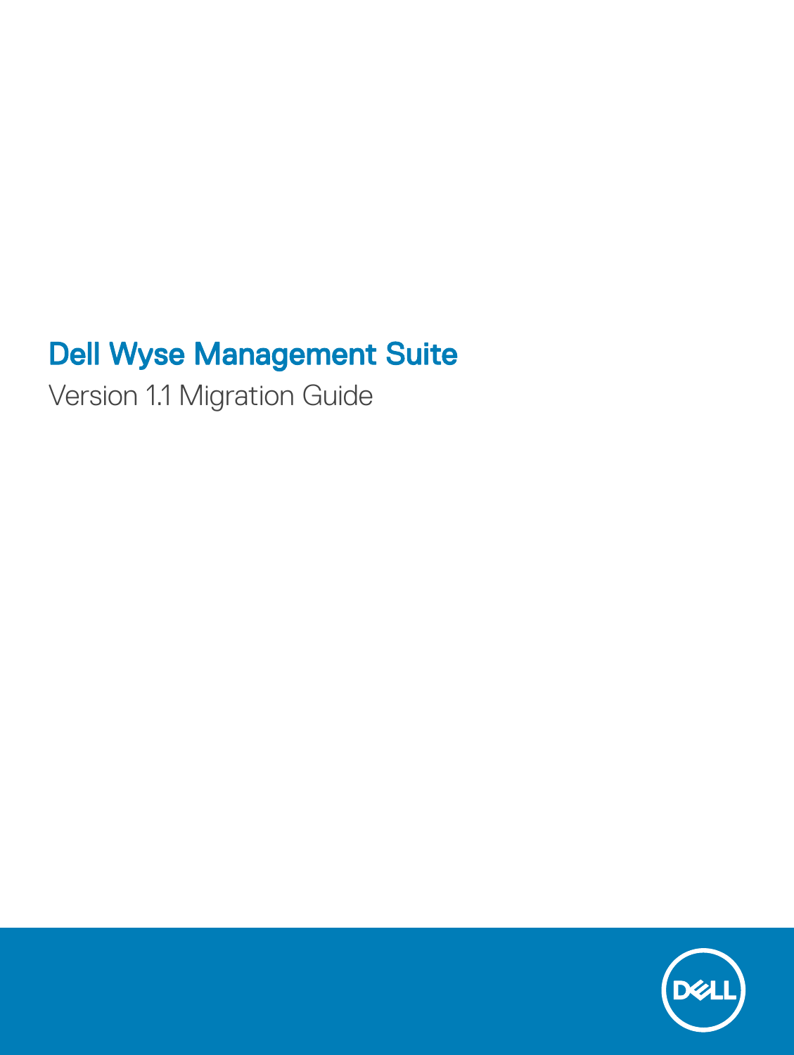# Dell Wyse Management Suite

Version 1.1 Migration Guide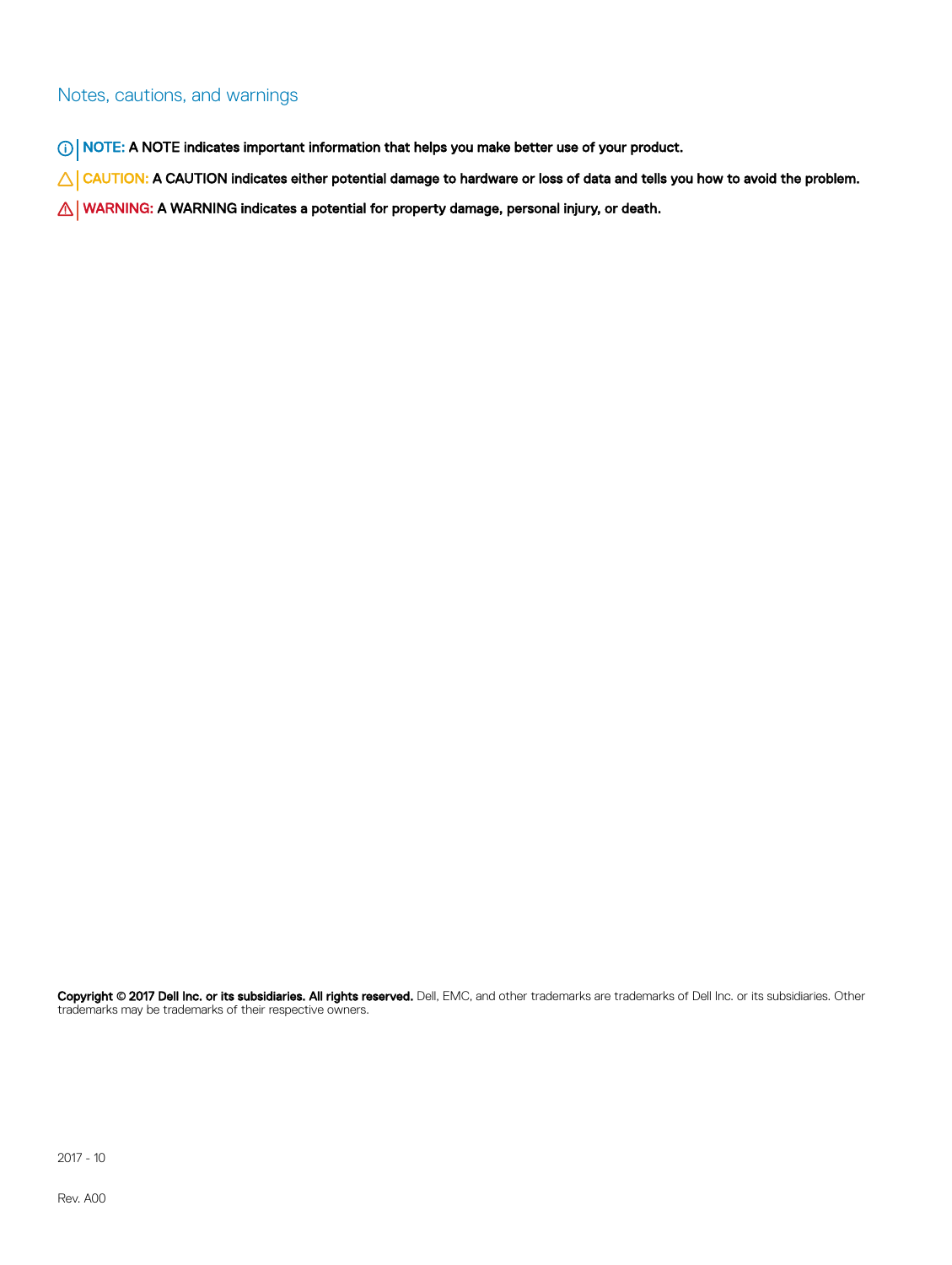## Notes, cautions, and warnings

**NOTE: A NOTE indicates important information that helps you make better use of your product.**

**CAUTION: A CAUTION indicates either potential damage to hardware or loss of data and tells you how to avoid the problem.**

**WARNING: A WARNING indicates a potential for property damage, personal injury, or death.**

**Copyright © 2017 Dell Inc. or its subsidiaries. All rights reserved.** Dell, EMC, and other trademarks are trademarks of Dell Inc. or its subsidiaries. Other trademarks may be trademarks of their respective owners.

2017 - 10

Rev. A00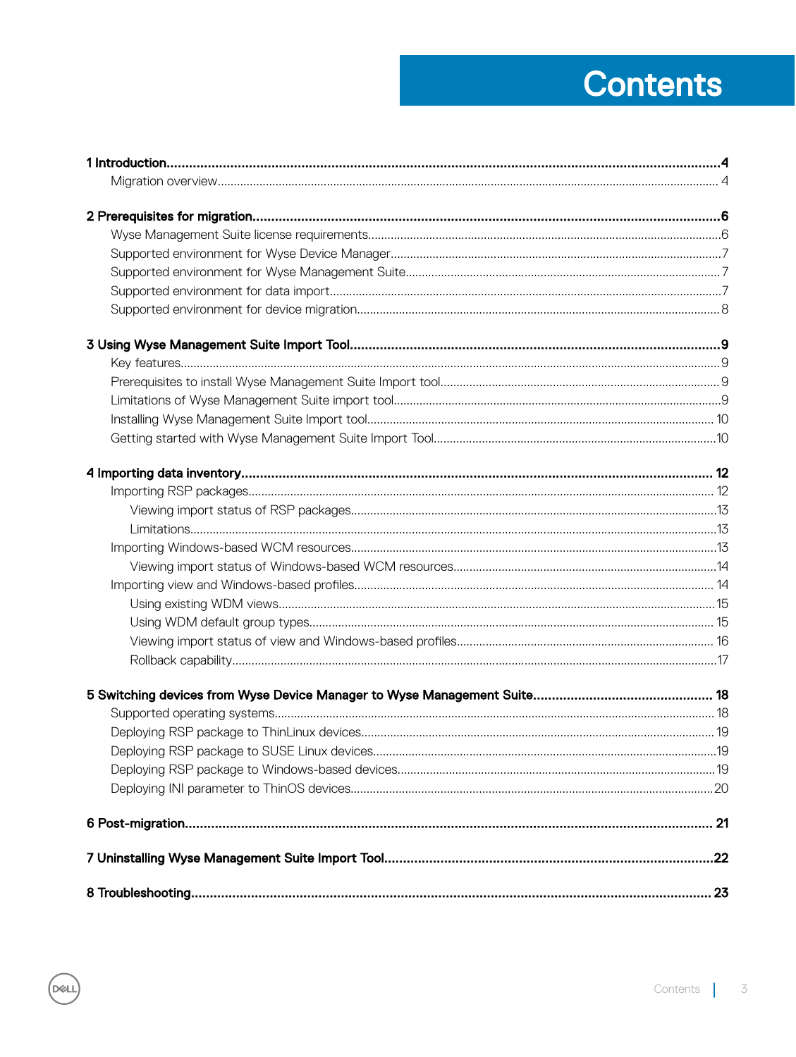# Contents

**1 Introduction....................................................................................................................................4**

- Migration overview.......................................................................................................................... 4

**2 Prerequisites for migration...........................................................................................................6**

- Wyse Management Suite license requirements..............................................................................6
- Supported environment for Wyse Device Manager.......................................................................7
- Supported environment for Wyse Management Suite.................................................................. 7
- Supported environment for data import.........................................................................................7
- Supported environment for device migration.................................................................................8

**3 Using Wyse Management Suite Import Tool.................................................................................9**

- Key features.......................................................................................................................................9
- Prerequisites to install Wyse Management Suite Import tool.......................................................9
- Limitations of Wyse Management Suite import tool......................................................................9
- Installing Wyse Management Suite Import tool........................................................................... 10
- Getting started with Wyse Management Suite Import Tool........................................................10

**4 Importing data inventory............................................................................................................ 12**

- Importing RSP packages................................................................................................................ 12
  - Viewing import status of RSP packages.................................................................................13
  - Limitations..................................................................................................................................13
- Importing Windows-based WCM resources.................................................................................13
  - Viewing import status of Windows-based WCM resources.................................................14
- Importing view and Windows-based profiles............................................................................... 14
  - Using existing WDM views.......................................................................................................15
  - Using WDM default group types............................................................................................. 15
  - Viewing import status of view and Windows-based profiles............................................... 16
  - Rollback capability.....................................................................................................................17

**5 Switching devices from Wyse Device Manager to Wyse Management Suite............................................... 18**

- Supported operating systems........................................................................................................ 18
- Deploying RSP package to ThinLinux devices............................................................................. 19
- Deploying RSP package to SUSE Linux devices..........................................................................19
- Deploying RSP package to Windows-based devices...................................................................19
- Deploying INI parameter to ThinOS devices................................................................................20

**6 Post-migration............................................................................................................................ 21**

**7 Uninstalling Wyse Management Suite Import Tool.......................................................................22**

**8 Troubleshooting......................................................................................................................... 23**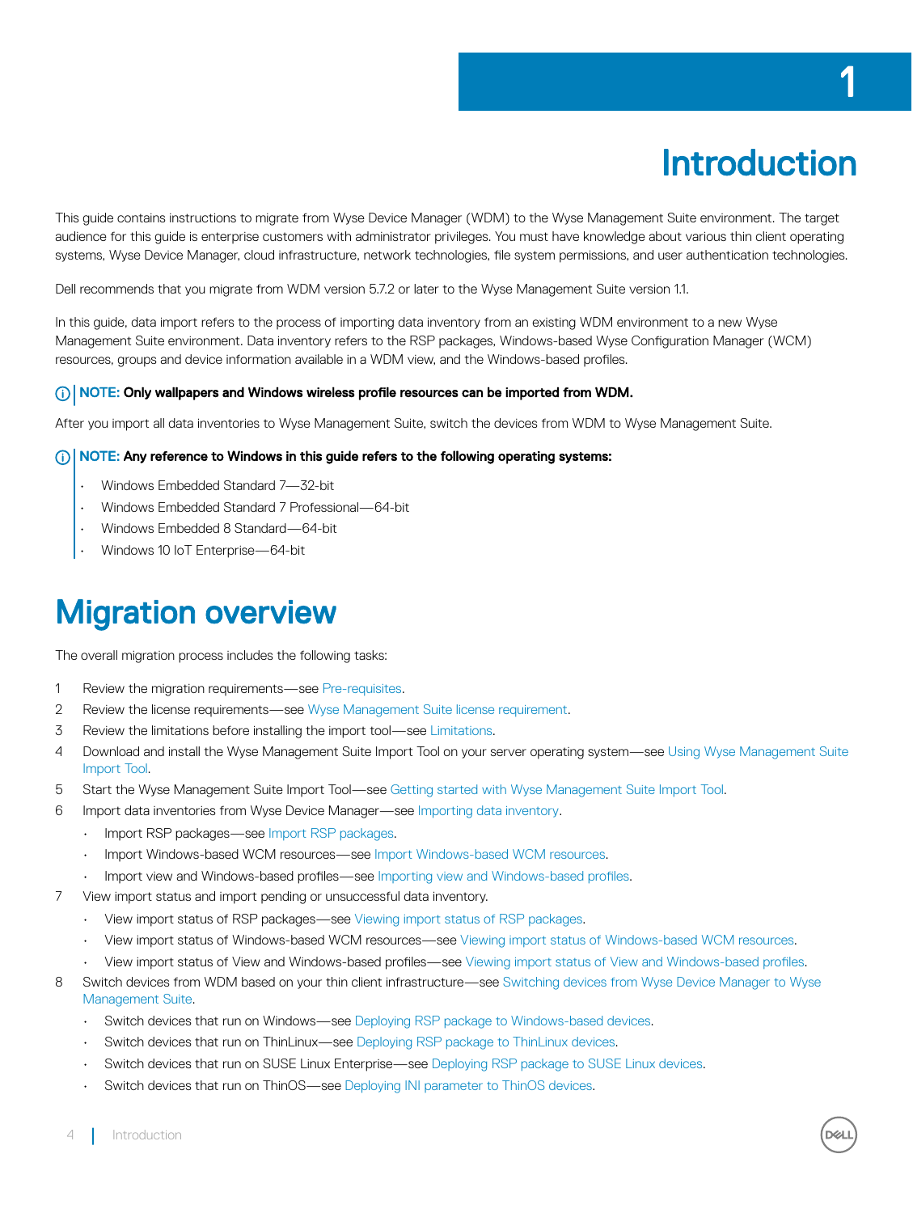# 1 Introduction

This guide contains instructions to migrate from Wyse Device Manager (WDM) to the Wyse Management Suite environment. The target audience for this guide is enterprise customers with administrator privileges. You must have knowledge about various thin client operating systems, Wyse Device Manager, cloud infrastructure, network technologies, file system permissions, and user authentication technologies.

Dell recommends that you migrate from WDM version 5.7.2 or later to the Wyse Management Suite version 1.1.

In this guide, data import refers to the process of importing data inventory from an existing WDM environment to a new Wyse Management Suite environment. Data inventory refers to the RSP packages, Windows-based Wyse Configuration Manager (WCM) resources, groups and device information available in a WDM view, and the Windows-based profiles.

> **NOTE: Only wallpapers and Windows wireless profile resources can be imported from WDM.**

After you import all data inventories to Wyse Management Suite, switch the devices from WDM to Wyse Management Suite.

> **NOTE: Any reference to Windows in this guide refers to the following operating systems:**
>
> - Windows Embedded Standard 7—32-bit
> - Windows Embedded Standard 7 Professional—64-bit
> - Windows Embedded 8 Standard—64-bit
> - Windows 10 IoT Enterprise—64-bit

## Migration overview

The overall migration process includes the following tasks:

1. Review the migration requirements—see Pre-requisites.
2. Review the license requirements—see Wyse Management Suite license requirement.
3. Review the limitations before installing the import tool—see Limitations.
4. Download and install the Wyse Management Suite Import Tool on your server operating system—see Using Wyse Management Suite Import Tool.
5. Start the Wyse Management Suite Import Tool—see Getting started with Wyse Management Suite Import Tool.
6. Import data inventories from Wyse Device Manager—see Importing data inventory.
   - Import RSP packages—see Import RSP packages.
   - Import Windows-based WCM resources—see Import Windows-based WCM resources.
   - Import view and Windows-based profiles—see Importing view and Windows-based profiles.
7. View import status and import pending or unsuccessful data inventory.
   - View import status of RSP packages—see Viewing import status of RSP packages.
   - View import status of Windows-based WCM resources—see Viewing import status of Windows-based WCM resources.
   - View import status of View and Windows-based profiles—see Viewing import status of View and Windows-based profiles.
8. Switch devices from WDM based on your thin client infrastructure—see Switching devices from Wyse Device Manager to Wyse Management Suite.
   - Switch devices that run on Windows—see Deploying RSP package to Windows-based devices.
   - Switch devices that run on ThinLinux—see Deploying RSP package to ThinLinux devices.
   - Switch devices that run on SUSE Linux Enterprise—see Deploying RSP package to SUSE Linux devices.
   - Switch devices that run on ThinOS—see Deploying INI parameter to ThinOS devices.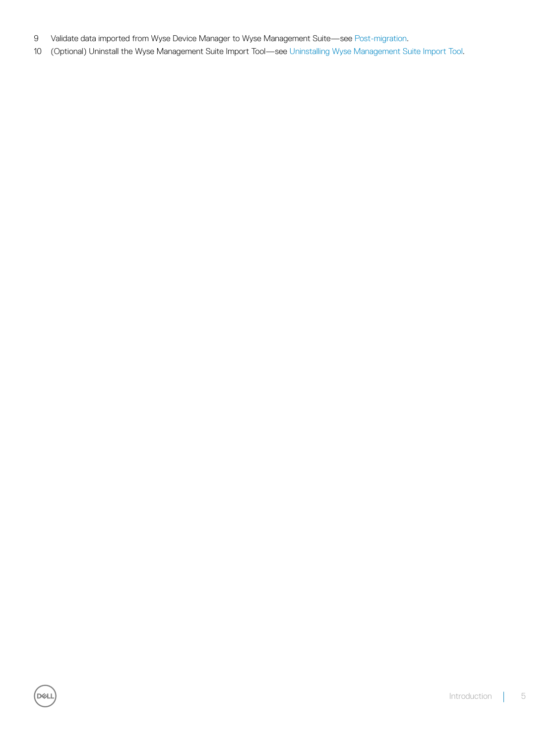9. Validate data imported from Wyse Device Manager to Wyse Management Suite—see Post-migration.
10. (Optional) Uninstall the Wyse Management Suite Import Tool—see Uninstalling Wyse Management Suite Import Tool.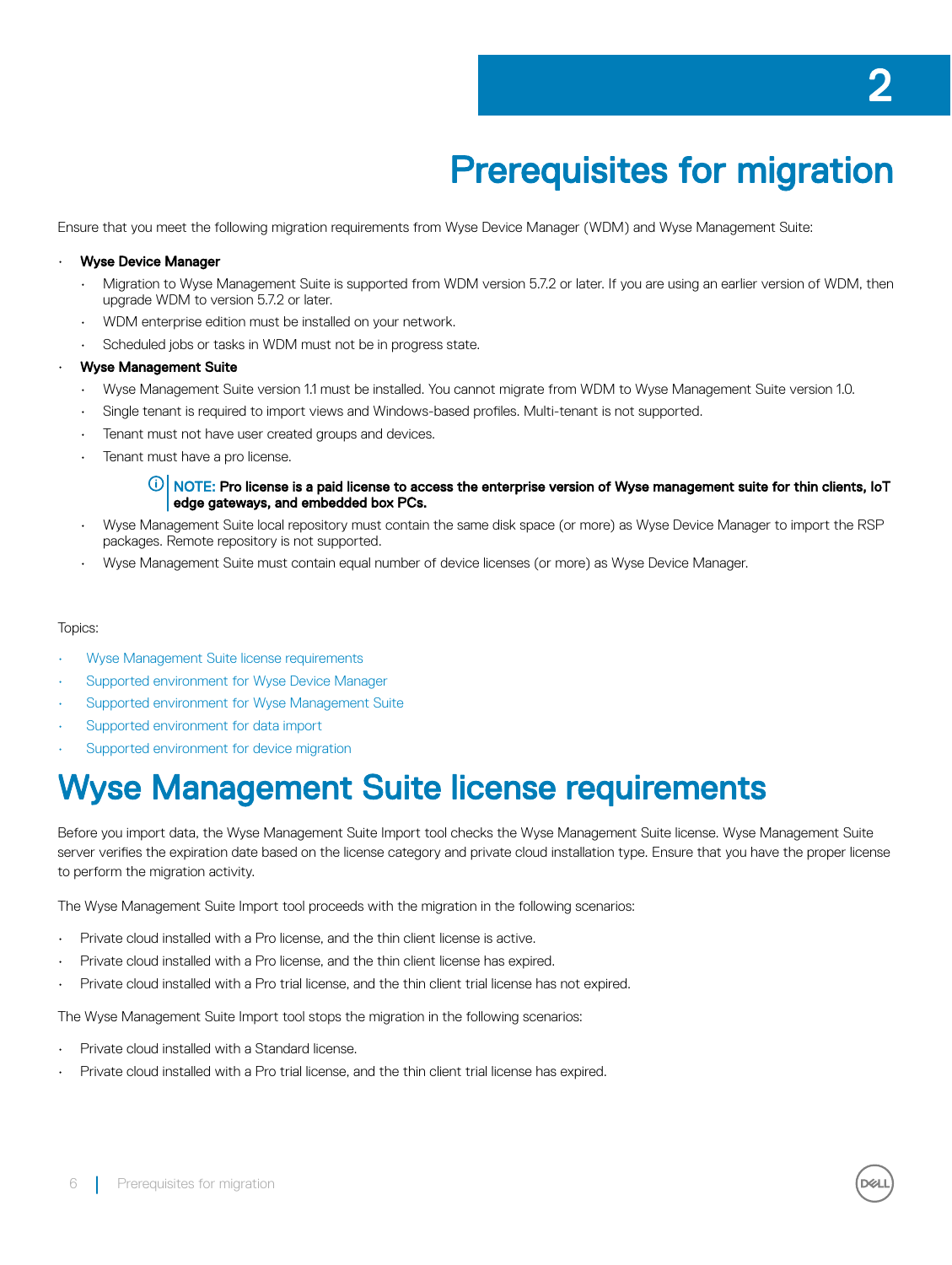# 2 Prerequisites for migration

Ensure that you meet the following migration requirements from Wyse Device Manager (WDM) and Wyse Management Suite:

- **Wyse Device Manager**
  - Migration to Wyse Management Suite is supported from WDM version 5.7.2 or later. If you are using an earlier version of WDM, then upgrade WDM to version 5.7.2 or later.
  - WDM enterprise edition must be installed on your network.
  - Scheduled jobs or tasks in WDM must not be in progress state.
- **Wyse Management Suite**
  - Wyse Management Suite version 1.1 must be installed. You cannot migrate from WDM to Wyse Management Suite version 1.0.
  - Single tenant is required to import views and Windows-based profiles. Multi-tenant is not supported.
  - Tenant must not have user created groups and devices.
  - Tenant must have a pro license.

    **NOTE: Pro license is a paid license to access the enterprise version of Wyse management suite for thin clients, IoT edge gateways, and embedded box PCs.**
  - Wyse Management Suite local repository must contain the same disk space (or more) as Wyse Device Manager to import the RSP packages. Remote repository is not supported.
  - Wyse Management Suite must contain equal number of device licenses (or more) as Wyse Device Manager.

Topics:

- Wyse Management Suite license requirements
- Supported environment for Wyse Device Manager
- Supported environment for Wyse Management Suite
- Supported environment for data import
- Supported environment for device migration

# Wyse Management Suite license requirements

Before you import data, the Wyse Management Suite Import tool checks the Wyse Management Suite license. Wyse Management Suite server verifies the expiration date based on the license category and private cloud installation type. Ensure that you have the proper license to perform the migration activity.

The Wyse Management Suite Import tool proceeds with the migration in the following scenarios:

- Private cloud installed with a Pro license, and the thin client license is active.
- Private cloud installed with a Pro license, and the thin client license has expired.
- Private cloud installed with a Pro trial license, and the thin client trial license has not expired.

The Wyse Management Suite Import tool stops the migration in the following scenarios:

- Private cloud installed with a Standard license.
- Private cloud installed with a Pro trial license, and the thin client trial license has expired.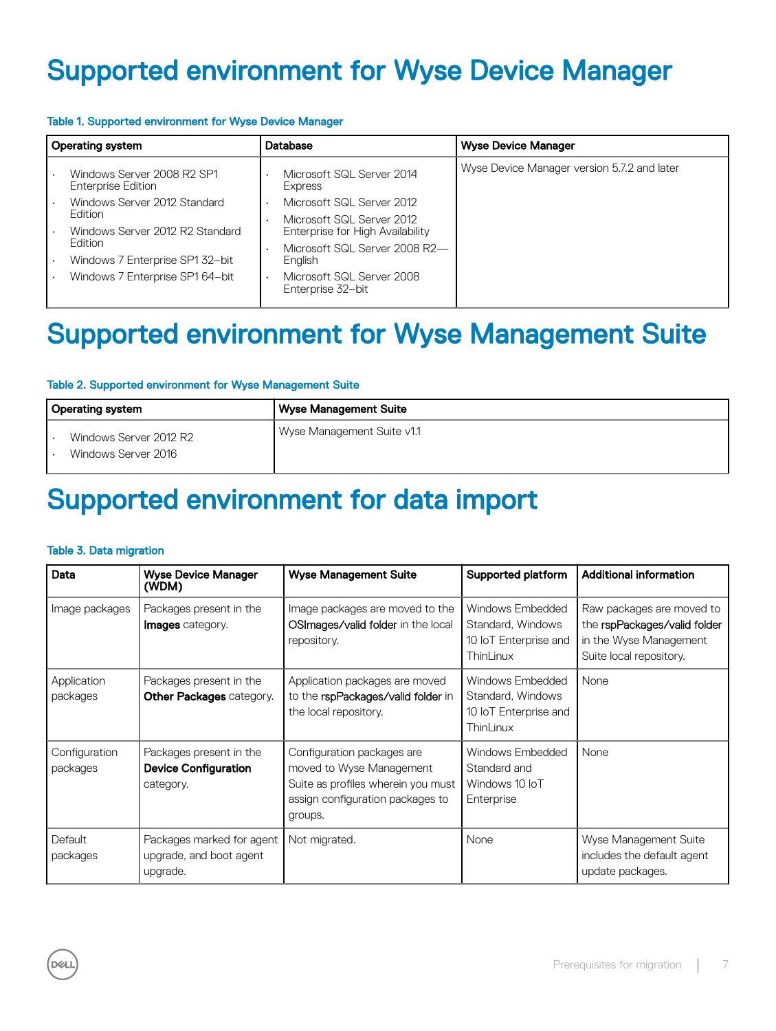# Supported environment for Wyse Device Manager

**Table 1. Supported environment for Wyse Device Manager**

| Operating system | Database | Wyse Device Manager |
|---|---|---|
| • Windows Server 2008 R2 SP1 Enterprise Edition<br>• Windows Server 2012 Standard Edition<br>• Windows Server 2012 R2 Standard Edition<br>• Windows 7 Enterprise SP1 32–bit<br>• Windows 7 Enterprise SP1 64–bit | • Microsoft SQL Server 2014 Express<br>• Microsoft SQL Server 2012<br>• Microsoft SQL Server 2012 Enterprise for High Availability<br>• Microsoft SQL Server 2008 R2—English<br>• Microsoft SQL Server 2008 Enterprise 32–bit | Wyse Device Manager version 5.7.2 and later |

# Supported environment for Wyse Management Suite

**Table 2. Supported environment for Wyse Management Suite**

| Operating system | Wyse Management Suite |
|---|---|
| • Windows Server 2012 R2<br>• Windows Server 2016 | Wyse Management Suite v1.1 |

# Supported environment for data import

**Table 3. Data migration**

| Data | Wyse Device Manager (WDM) | Wyse Management Suite | Supported platform | Additional information |
|---|---|---|---|---|
| Image packages | Packages present in the **Images** category. | Image packages are moved to the OSImages/valid folder in the local repository. | Windows Embedded Standard, Windows 10 IoT Enterprise and ThinLinux | Raw packages are moved to the rspPackages/valid folder in the Wyse Management Suite local repository. |
| Application packages | Packages present in the **Other Packages** category. | Application packages are moved to the rspPackages/valid folder in the local repository. | Windows Embedded Standard, Windows 10 IoT Enterprise and ThinLinux | None |
| Configuration packages | Packages present in the **Device Configuration** category. | Configuration packages are moved to Wyse Management Suite as profiles wherein you must assign configuration packages to groups. | Windows Embedded Standard and Windows 10 IoT Enterprise | None |
| Default packages | Packages marked for agent upgrade, and boot agent upgrade. | Not migrated. | None | Wyse Management Suite includes the default agent update packages. |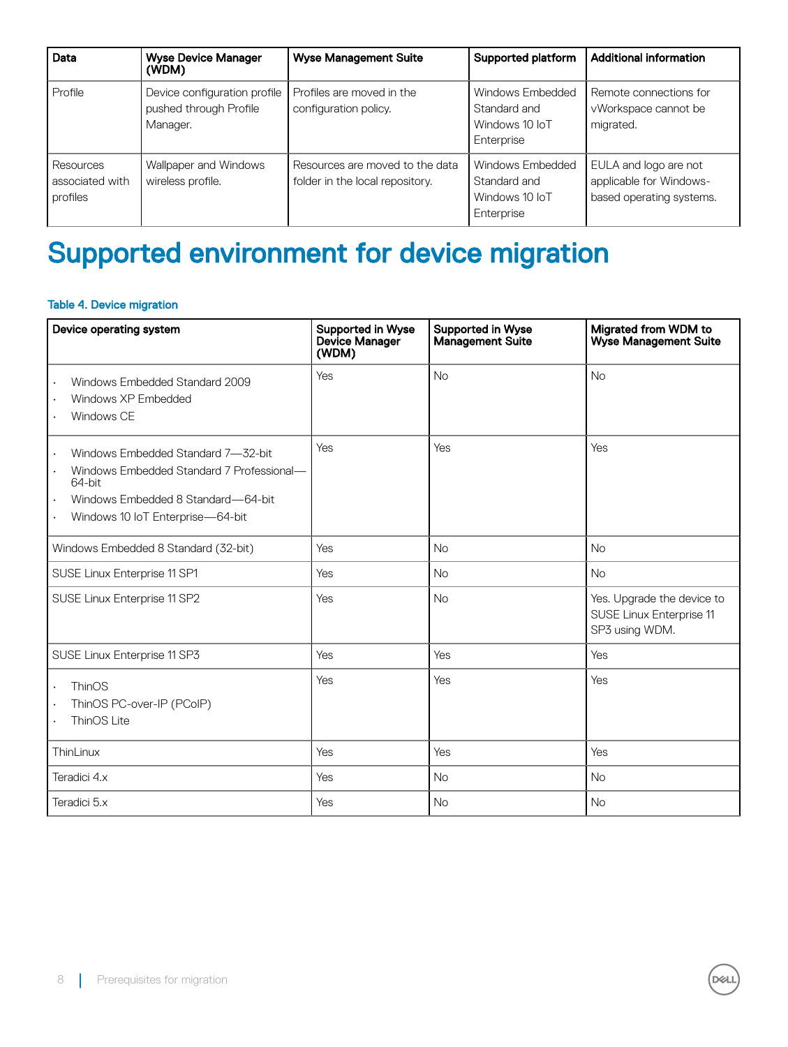| Data | Wyse Device Manager (WDM) | Wyse Management Suite | Supported platform | Additional information |
|---|---|---|---|---|
| Profile | Device configuration profile pushed through Profile Manager. | Profiles are moved in the configuration policy. | Windows Embedded Standard and Windows 10 IoT Enterprise | Remote connections for vWorkspace cannot be migrated. |
| Resources associated with profiles | Wallpaper and Windows wireless profile. | Resources are moved to the data folder in the local repository. | Windows Embedded Standard and Windows 10 IoT Enterprise | EULA and logo are not applicable for Windows-based operating systems. |

# Supported environment for device migration

**Table 4. Device migration**

| Device operating system | Supported in Wyse Device Manager (WDM) | Supported in Wyse Management Suite | Migrated from WDM to Wyse Management Suite |
|---|---|---|---|
| • Windows Embedded Standard 2009<br>• Windows XP Embedded<br>• Windows CE | Yes | No | No |
| • Windows Embedded Standard 7—32-bit<br>• Windows Embedded Standard 7 Professional—64-bit<br>• Windows Embedded 8 Standard—64-bit<br>• Windows 10 IoT Enterprise—64-bit | Yes | Yes | Yes |
| Windows Embedded 8 Standard (32-bit) | Yes | No | No |
| SUSE Linux Enterprise 11 SP1 | Yes | No | No |
| SUSE Linux Enterprise 11 SP2 | Yes | No | Yes. Upgrade the device to SUSE Linux Enterprise 11 SP3 using WDM. |
| SUSE Linux Enterprise 11 SP3 | Yes | Yes | Yes |
| • ThinOS<br>• ThinOS PC-over-IP (PCoIP)<br>• ThinOS Lite | Yes | Yes | Yes |
| ThinLinux | Yes | Yes | Yes |
| Teradici 4.x | Yes | No | No |
| Teradici 5.x | Yes | No | No |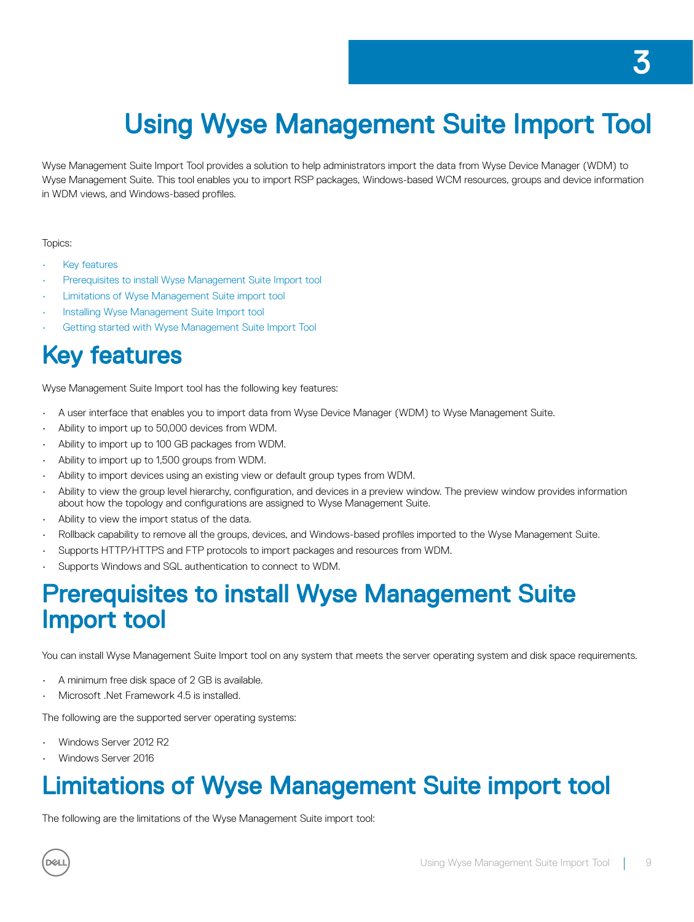# 3 Using Wyse Management Suite Import Tool

Wyse Management Suite Import Tool provides a solution to help administrators import the data from Wyse Device Manager (WDM) to Wyse Management Suite. This tool enables you to import RSP packages, Windows-based WCM resources, groups and device information in WDM views, and Windows-based profiles.

Topics:

- Key features
- Prerequisites to install Wyse Management Suite Import tool
- Limitations of Wyse Management Suite import tool
- Installing Wyse Management Suite Import tool
- Getting started with Wyse Management Suite Import Tool

## Key features

Wyse Management Suite Import tool has the following key features:

- A user interface that enables you to import data from Wyse Device Manager (WDM) to Wyse Management Suite.
- Ability to import up to 50,000 devices from WDM.
- Ability to import up to 100 GB packages from WDM.
- Ability to import up to 1,500 groups from WDM.
- Ability to import devices using an existing view or default group types from WDM.
- Ability to view the group level hierarchy, configuration, and devices in a preview window. The preview window provides information about how the topology and configurations are assigned to Wyse Management Suite.
- Ability to view the import status of the data.
- Rollback capability to remove all the groups, devices, and Windows-based profiles imported to the Wyse Management Suite.
- Supports HTTP/HTTPS and FTP protocols to import packages and resources from WDM.
- Supports Windows and SQL authentication to connect to WDM.

## Prerequisites to install Wyse Management Suite Import tool

You can install Wyse Management Suite Import tool on any system that meets the server operating system and disk space requirements.

- A minimum free disk space of 2 GB is available.
- Microsoft .Net Framework 4.5 is installed.

The following are the supported server operating systems:

- Windows Server 2012 R2
- Windows Server 2016

## Limitations of Wyse Management Suite import tool

The following are the limitations of the Wyse Management Suite import tool: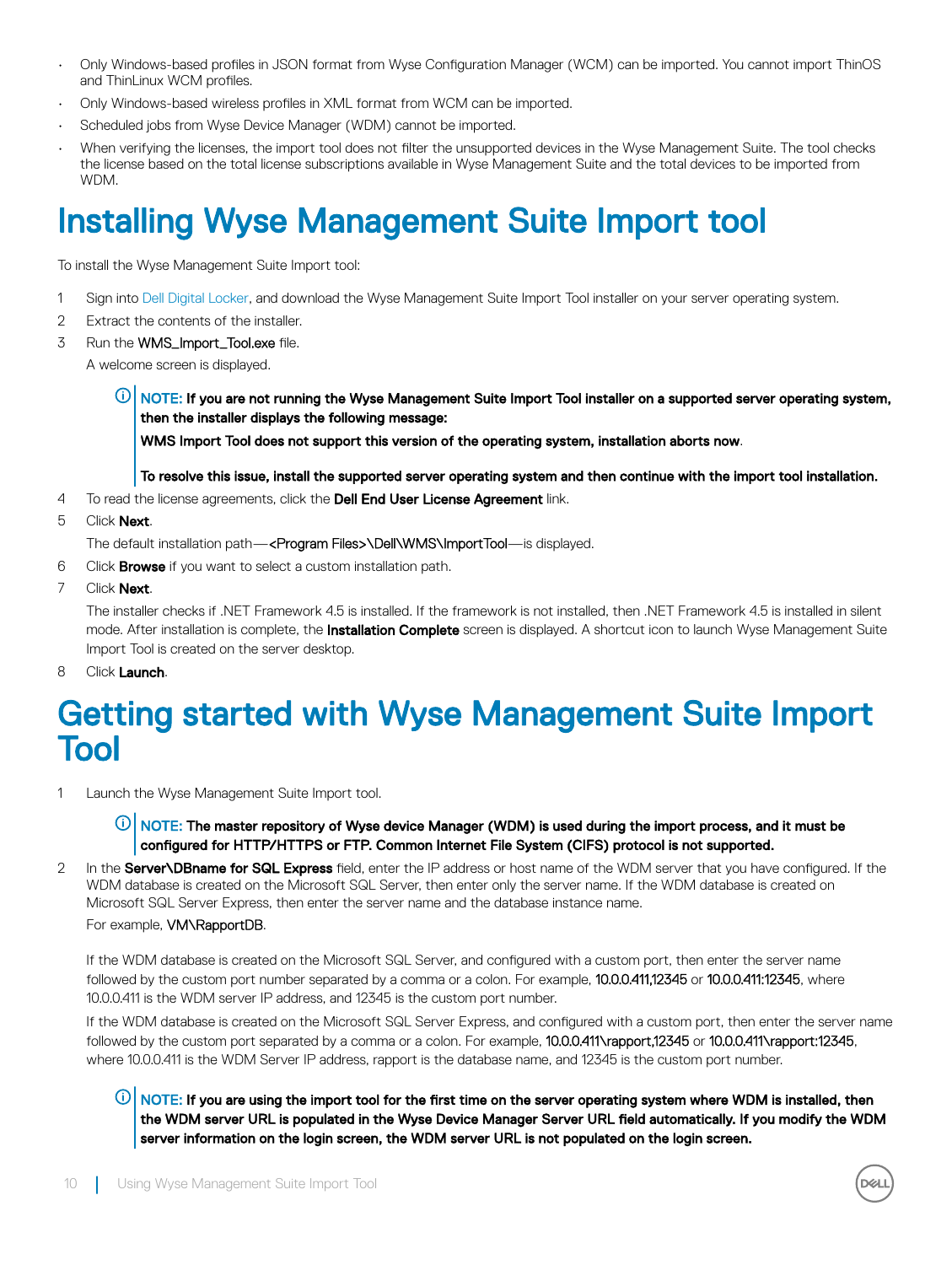- Only Windows-based profiles in JSON format from Wyse Configuration Manager (WCM) can be imported. You cannot import ThinOS and ThinLinux WCM profiles.
- Only Windows-based wireless profiles in XML format from WCM can be imported.
- Scheduled jobs from Wyse Device Manager (WDM) cannot be imported.
- When verifying the licenses, the import tool does not filter the unsupported devices in the Wyse Management Suite. The tool checks the license based on the total license subscriptions available in Wyse Management Suite and the total devices to be imported from WDM.

# Installing Wyse Management Suite Import tool

To install the Wyse Management Suite Import tool:

1. Sign into Dell Digital Locker, and download the Wyse Management Suite Import Tool installer on your server operating system.
2. Extract the contents of the installer.
3. Run the **WMS_Import_Tool.exe** file.

   A welcome screen is displayed.

   > **NOTE: If you are not running the Wyse Management Suite Import Tool installer on a supported server operating system, then the installer displays the following message:**
   >
   > **WMS Import Tool does not support this version of the operating system, installation aborts now**.
   >
   > **To resolve this issue, install the supported server operating system and then continue with the import tool installation.**

4. To read the license agreements, click the **Dell End User License Agreement** link.
5. Click **Next**.

   The default installation path—**<Program Files>\Dell\WMS\ImportTool**—is displayed.

6. Click **Browse** if you want to select a custom installation path.
7. Click **Next**.

   The installer checks if .NET Framework 4.5 is installed. If the framework is not installed, then .NET Framework 4.5 is installed in silent mode. After installation is complete, the **Installation Complete** screen is displayed. A shortcut icon to launch Wyse Management Suite Import Tool is created on the server desktop.

8. Click **Launch**.

# Getting started with Wyse Management Suite Import Tool

1. Launch the Wyse Management Suite Import tool.

   > **NOTE: The master repository of Wyse device Manager (WDM) is used during the import process, and it must be configured for HTTP/HTTPS or FTP. Common Internet File System (CIFS) protocol is not supported.**

2. In the **Server\DBname for SQL Express** field, enter the IP address or host name of the WDM server that you have configured. If the WDM database is created on the Microsoft SQL Server, then enter only the server name. If the WDM database is created on Microsoft SQL Server Express, then enter the server name and the database instance name.

   For example, **VM\RapportDB**.

   If the WDM database is created on the Microsoft SQL Server, and configured with a custom port, then enter the server name followed by the custom port number separated by a comma or a colon. For example, **10.0.0.411,12345** or **10.0.0.411:12345**, where 10.0.0.411 is the WDM server IP address, and 12345 is the custom port number.

   If the WDM database is created on the Microsoft SQL Server Express, and configured with a custom port, then enter the server name followed by the custom port separated by a comma or a colon. For example, **10.0.0.411\rapport,12345** or **10.0.0.411\rapport:12345**, where 10.0.0.411 is the WDM Server IP address, rapport is the database name, and 12345 is the custom port number.

   > **NOTE: If you are using the import tool for the first time on the server operating system where WDM is installed, then the WDM server URL is populated in the Wyse Device Manager Server URL field automatically. If you modify the WDM server information on the login screen, the WDM server URL is not populated on the login screen.**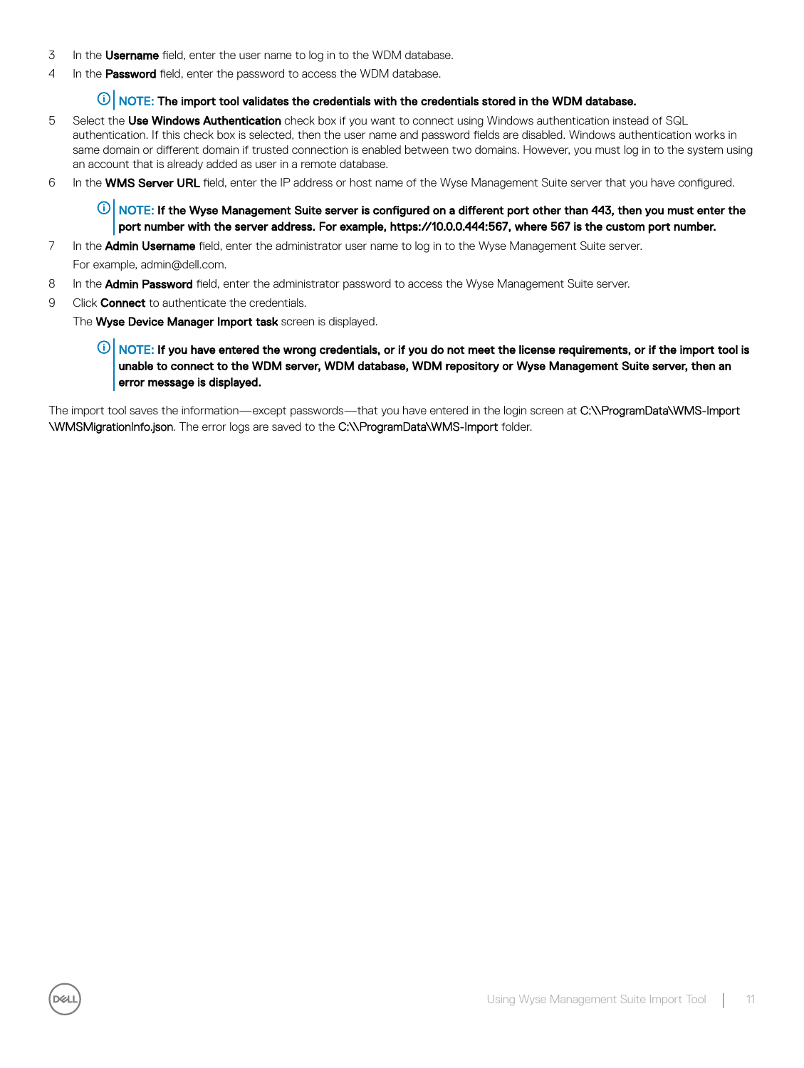3. In the **Username** field, enter the user name to log in to the WDM database.
4. In the **Password** field, enter the password to access the WDM database.

   **NOTE: The import tool validates the credentials with the credentials stored in the WDM database.**

5. Select the **Use Windows Authentication** check box if you want to connect using Windows authentication instead of SQL authentication. If this check box is selected, then the user name and password fields are disabled. Windows authentication works in same domain or different domain if trusted connection is enabled between two domains. However, you must log in to the system using an account that is already added as user in a remote database.
6. In the **WMS Server URL** field, enter the IP address or host name of the Wyse Management Suite server that you have configured.

   **NOTE: If the Wyse Management Suite server is configured on a different port other than 443, then you must enter the port number with the server address. For example, https://10.0.0.444:567, where 567 is the custom port number.**

7. In the **Admin Username** field, enter the administrator user name to log in to the Wyse Management Suite server.

   For example, admin@dell.com.

8. In the **Admin Password** field, enter the administrator password to access the Wyse Management Suite server.
9. Click **Connect** to authenticate the credentials.

   The **Wyse Device Manager Import task** screen is displayed.

   **NOTE: If you have entered the wrong credentials, or if you do not meet the license requirements, or if the import tool is unable to connect to the WDM server, WDM database, WDM repository or Wyse Management Suite server, then an error message is displayed.**

The import tool saves the information—except passwords—that you have entered in the login screen at C:\\ProgramData\WMS-Import\WMSMigrationInfo.json. The error logs are saved to the C:\\ProgramData\WMS-Import folder.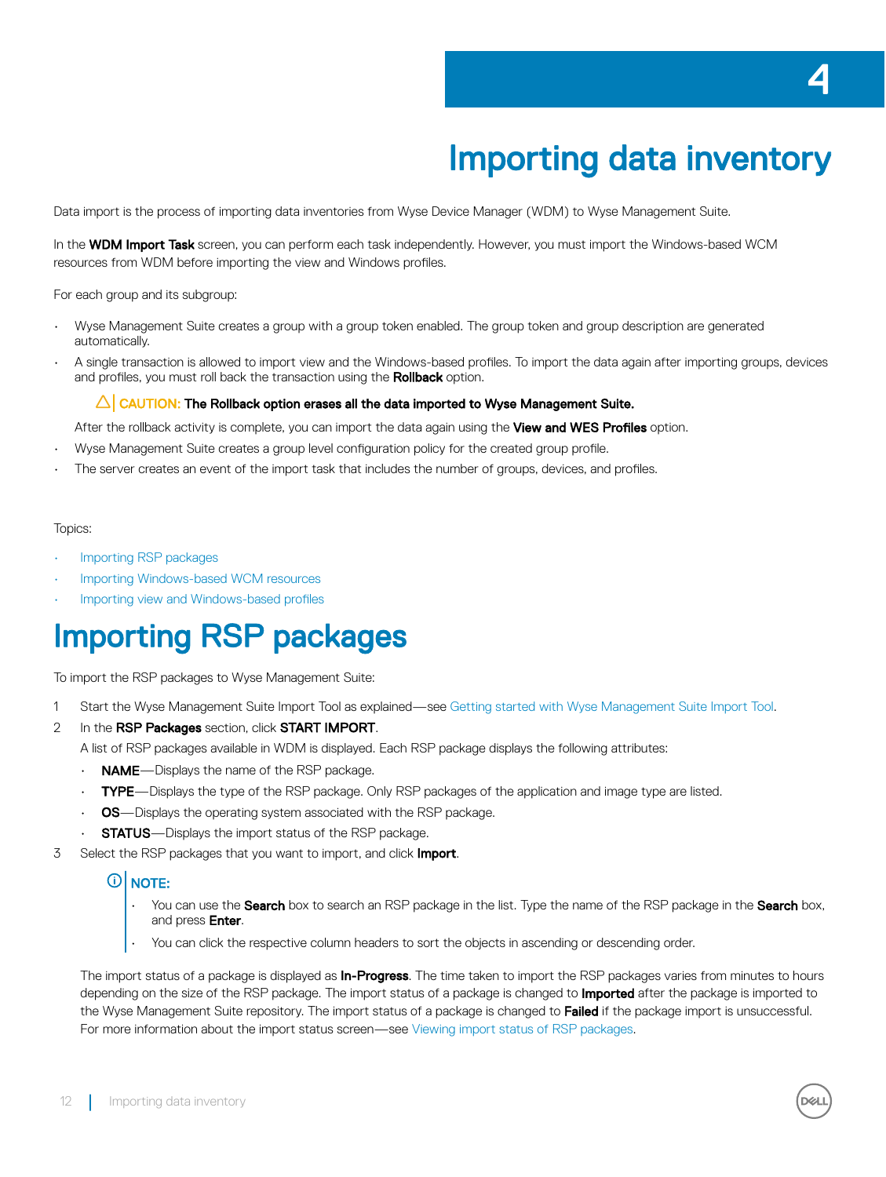# 4 Importing data inventory

Data import is the process of importing data inventories from Wyse Device Manager (WDM) to Wyse Management Suite.

In the **WDM Import Task** screen, you can perform each task independently. However, you must import the Windows-based WCM resources from WDM before importing the view and Windows profiles.

For each group and its subgroup:

- Wyse Management Suite creates a group with a group token enabled. The group token and group description are generated automatically.
- A single transaction is allowed to import view and the Windows-based profiles. To import the data again after importing groups, devices and profiles, you must roll back the transaction using the **Rollback** option.

  ⚠ CAUTION: **The Rollback option erases all the data imported to Wyse Management Suite.**

  After the rollback activity is complete, you can import the data again using the **View and WES Profiles** option.
- Wyse Management Suite creates a group level configuration policy for the created group profile.
- The server creates an event of the import task that includes the number of groups, devices, and profiles.

Topics:

- Importing RSP packages
- Importing Windows-based WCM resources
- Importing view and Windows-based profiles

## Importing RSP packages

To import the RSP packages to Wyse Management Suite:

1. Start the Wyse Management Suite Import Tool as explained—see Getting started with Wyse Management Suite Import Tool.
2. In the **RSP Packages** section, click **START IMPORT**.

   A list of RSP packages available in WDM is displayed. Each RSP package displays the following attributes:
   - **NAME**—Displays the name of the RSP package.
   - **TYPE**—Displays the type of the RSP package. Only RSP packages of the application and image type are listed.
   - **OS**—Displays the operating system associated with the RSP package.
   - **STATUS**—Displays the import status of the RSP package.
3. Select the RSP packages that you want to import, and click **Import**.

   **NOTE:**
   - You can use the **Search** box to search an RSP package in the list. Type the name of the RSP package in the **Search** box, and press **Enter**.
   - You can click the respective column headers to sort the objects in ascending or descending order.

   The import status of a package is displayed as **In-Progress**. The time taken to import the RSP packages varies from minutes to hours depending on the size of the RSP package. The import status of a package is changed to **Imported** after the package is imported to the Wyse Management Suite repository. The import status of a package is changed to **Failed** if the package import is unsuccessful. For more information about the import status screen—see Viewing import status of RSP packages.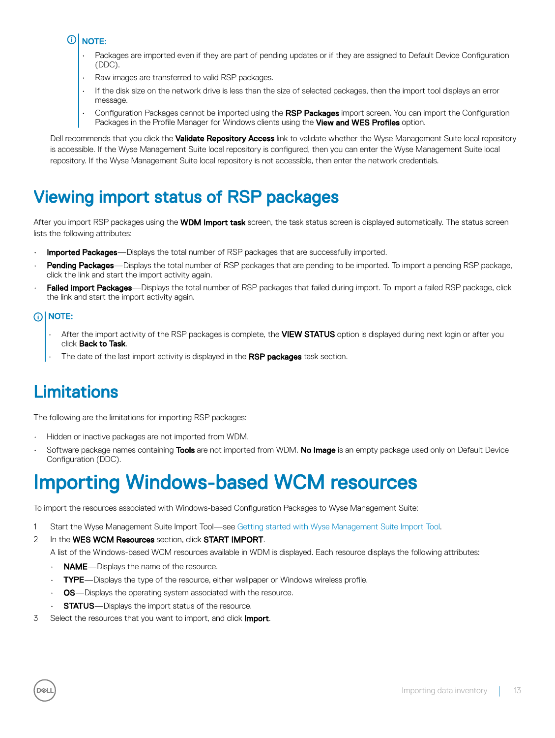**NOTE:**

- Packages are imported even if they are part of pending updates or if they are assigned to Default Device Configuration (DDC).
- Raw images are transferred to valid RSP packages.
- If the disk size on the network drive is less than the size of selected packages, then the import tool displays an error message.
- Configuration Packages cannot be imported using the **RSP Packages** import screen. You can import the Configuration Packages in the Profile Manager for Windows clients using the **View and WES Profiles** option.

Dell recommends that you click the **Validate Repository Access** link to validate whether the Wyse Management Suite local repository is accessible. If the Wyse Management Suite local repository is configured, then you can enter the Wyse Management Suite local repository. If the Wyse Management Suite local repository is not accessible, then enter the network credentials.

## Viewing import status of RSP packages

After you import RSP packages using the **WDM Import task** screen, the task status screen is displayed automatically. The status screen lists the following attributes:

- **Imported Packages**—Displays the total number of RSP packages that are successfully imported.
- **Pending Packages**—Displays the total number of RSP packages that are pending to be imported. To import a pending RSP package, click the link and start the import activity again.
- **Failed import Packages**—Displays the total number of RSP packages that failed during import. To import a failed RSP package, click the link and start the import activity again.

**NOTE:**

- After the import activity of the RSP packages is complete, the **VIEW STATUS** option is displayed during next login or after you click **Back to Task**.
- The date of the last import activity is displayed in the **RSP packages** task section.

## Limitations

The following are the limitations for importing RSP packages:

- Hidden or inactive packages are not imported from WDM.
- Software package names containing **Tools** are not imported from WDM. **No Image** is an empty package used only on Default Device Configuration (DDC).

# Importing Windows-based WCM resources

To import the resources associated with Windows-based Configuration Packages to Wyse Management Suite:

1. Start the Wyse Management Suite Import Tool—see Getting started with Wyse Management Suite Import Tool.
2. In the **WES WCM Resources** section, click **START IMPORT**.

   A list of the Windows-based WCM resources available in WDM is displayed. Each resource displays the following attributes:

   - **NAME**—Displays the name of the resource.
   - **TYPE**—Displays the type of the resource, either wallpaper or Windows wireless profile.
   - **OS**—Displays the operating system associated with the resource.
   - **STATUS**—Displays the import status of the resource.
3. Select the resources that you want to import, and click **Import**.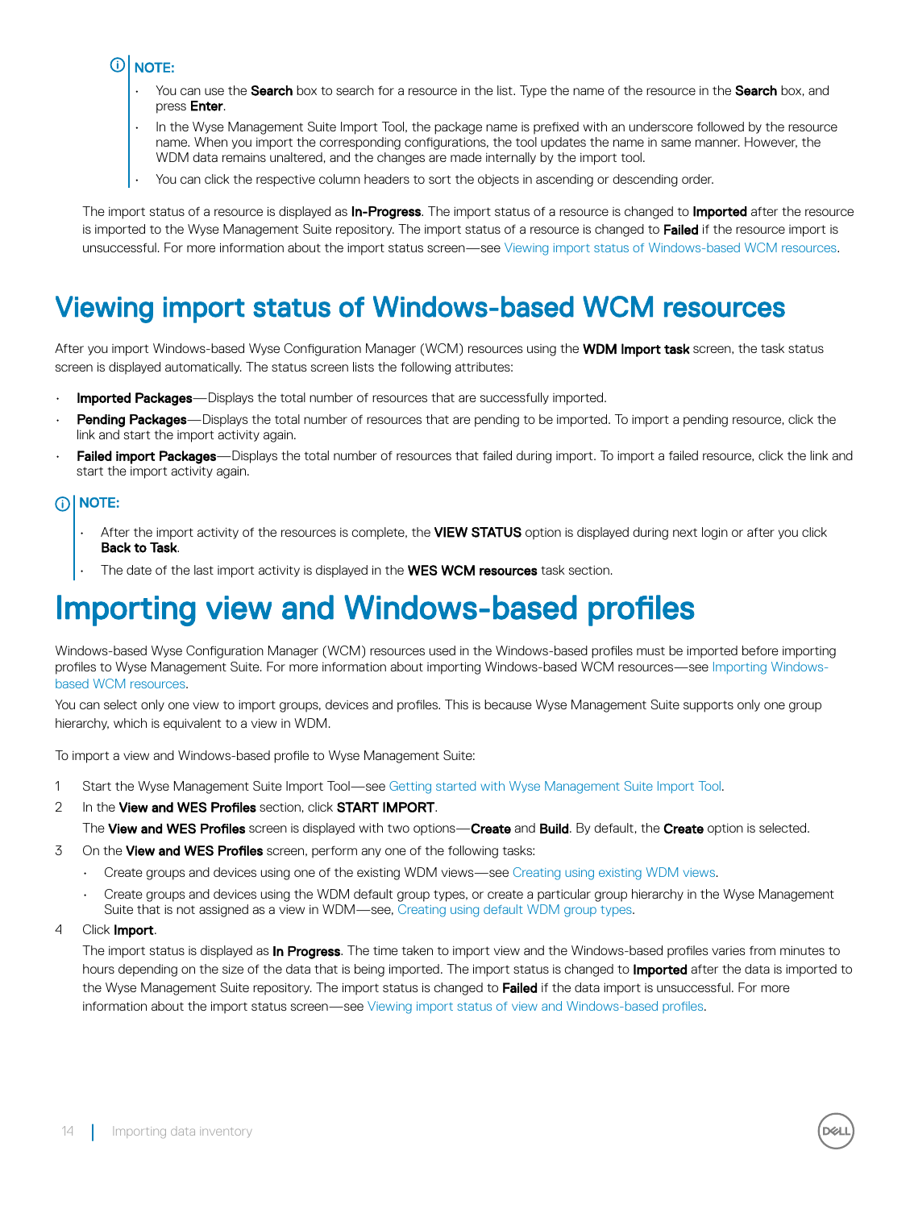**NOTE:**

- You can use the **Search** box to search for a resource in the list. Type the name of the resource in the **Search** box, and press **Enter**.
- In the Wyse Management Suite Import Tool, the package name is prefixed with an underscore followed by the resource name. When you import the corresponding configurations, the tool updates the name in same manner. However, the WDM data remains unaltered, and the changes are made internally by the import tool.
- You can click the respective column headers to sort the objects in ascending or descending order.

The import status of a resource is displayed as **In-Progress**. The import status of a resource is changed to **Imported** after the resource is imported to the Wyse Management Suite repository. The import status of a resource is changed to **Failed** if the resource import is unsuccessful. For more information about the import status screen—see Viewing import status of Windows-based WCM resources.

## Viewing import status of Windows-based WCM resources

After you import Windows-based Wyse Configuration Manager (WCM) resources using the **WDM Import task** screen, the task status screen is displayed automatically. The status screen lists the following attributes:

- **Imported Packages**—Displays the total number of resources that are successfully imported.
- **Pending Packages**—Displays the total number of resources that are pending to be imported. To import a pending resource, click the link and start the import activity again.
- **Failed import Packages**—Displays the total number of resources that failed during import. To import a failed resource, click the link and start the import activity again.

**NOTE:**

- After the import activity of the resources is complete, the **VIEW STATUS** option is displayed during next login or after you click **Back to Task**.
- The date of the last import activity is displayed in the **WES WCM resources** task section.

# Importing view and Windows-based profiles

Windows-based Wyse Configuration Manager (WCM) resources used in the Windows-based profiles must be imported before importing profiles to Wyse Management Suite. For more information about importing Windows-based WCM resources—see Importing Windows-based WCM resources.

You can select only one view to import groups, devices and profiles. This is because Wyse Management Suite supports only one group hierarchy, which is equivalent to a view in WDM.

To import a view and Windows-based profile to Wyse Management Suite:

1. Start the Wyse Management Suite Import Tool—see Getting started with Wyse Management Suite Import Tool.
2. In the **View and WES Profiles** section, click **START IMPORT**.

   The **View and WES Profiles** screen is displayed with two options—**Create** and **Build**. By default, the **Create** option is selected.
3. On the **View and WES Profiles** screen, perform any one of the following tasks:
   - Create groups and devices using one of the existing WDM views—see Creating using existing WDM views.
   - Create groups and devices using the WDM default group types, or create a particular group hierarchy in the Wyse Management Suite that is not assigned as a view in WDM—see, Creating using default WDM group types.
4. Click **Import**.

   The import status is displayed as **In Progress**. The time taken to import view and the Windows-based profiles varies from minutes to hours depending on the size of the data that is being imported. The import status is changed to **Imported** after the data is imported to the Wyse Management Suite repository. The import status is changed to **Failed** if the data import is unsuccessful. For more information about the import status screen—see Viewing import status of view and Windows-based profiles.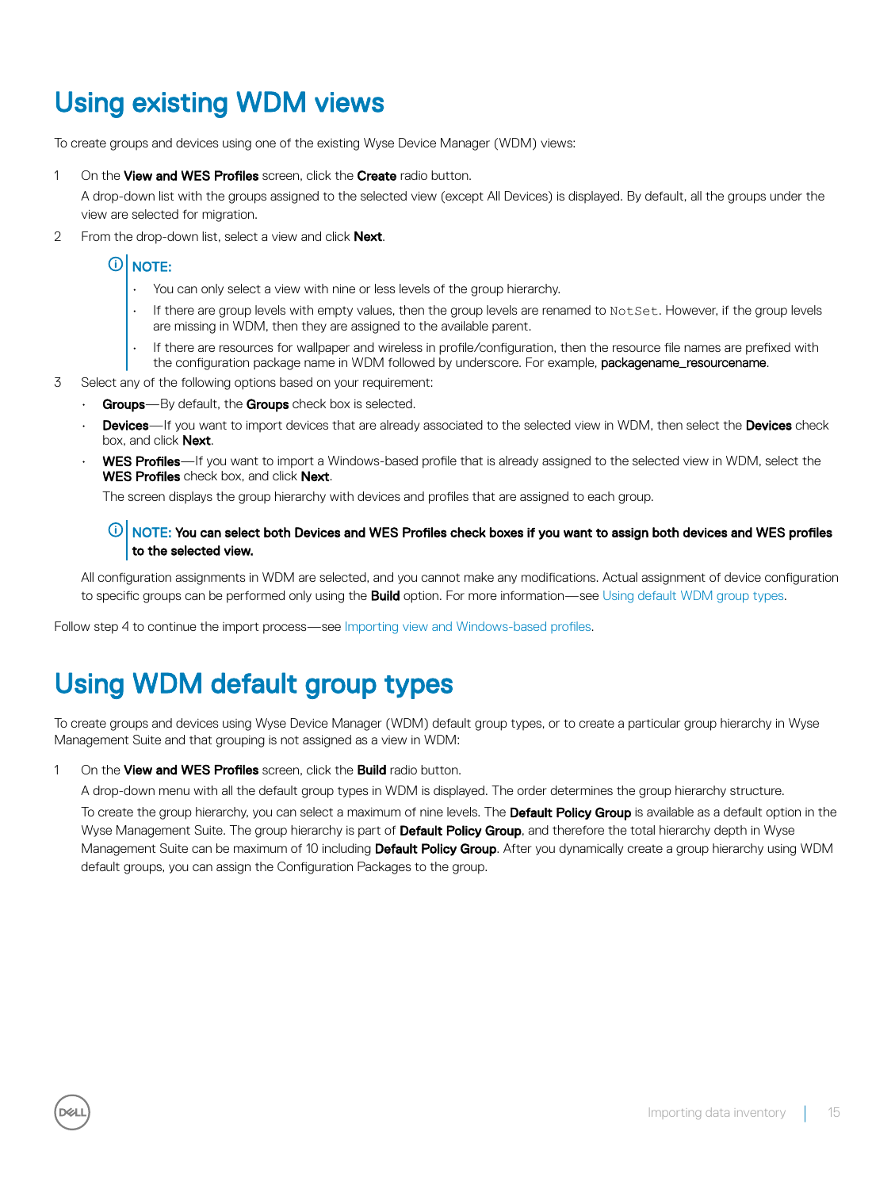# Using existing WDM views

To create groups and devices using one of the existing Wyse Device Manager (WDM) views:

1. On the **View and WES Profiles** screen, click the **Create** radio button.

   A drop-down list with the groups assigned to the selected view (except All Devices) is displayed. By default, all the groups under the view are selected for migration.

2. From the drop-down list, select a view and click **Next**.

   **NOTE:**

   - You can only select a view with nine or less levels of the group hierarchy.
   - If there are group levels with empty values, then the group levels are renamed to `NotSet`. However, if the group levels are missing in WDM, then they are assigned to the available parent.
   - If there are resources for wallpaper and wireless in profile/configuration, then the resource file names are prefixed with the configuration package name in WDM followed by underscore. For example, packagename_resourcename.

3. Select any of the following options based on your requirement:

   - **Groups**—By default, the **Groups** check box is selected.
   - **Devices**—If you want to import devices that are already associated to the selected view in WDM, then select the **Devices** check box, and click **Next**.
   - **WES Profiles**—If you want to import a Windows-based profile that is already assigned to the selected view in WDM, select the **WES Profiles** check box, and click **Next**.

     The screen displays the group hierarchy with devices and profiles that are assigned to each group.

   **NOTE: You can select both Devices and WES Profiles check boxes if you want to assign both devices and WES profiles to the selected view.**

   All configuration assignments in WDM are selected, and you cannot make any modifications. Actual assignment of device configuration to specific groups can be performed only using the **Build** option. For more information—see Using default WDM group types.

Follow step 4 to continue the import process—see Importing view and Windows-based profiles.

# Using WDM default group types

To create groups and devices using Wyse Device Manager (WDM) default group types, or to create a particular group hierarchy in Wyse Management Suite and that grouping is not assigned as a view in WDM:

1. On the **View and WES Profiles** screen, click the **Build** radio button.

   A drop-down menu with all the default group types in WDM is displayed. The order determines the group hierarchy structure.

   To create the group hierarchy, you can select a maximum of nine levels. The **Default Policy Group** is available as a default option in the Wyse Management Suite. The group hierarchy is part of **Default Policy Group**, and therefore the total hierarchy depth in Wyse Management Suite can be maximum of 10 including **Default Policy Group**. After you dynamically create a group hierarchy using WDM default groups, you can assign the Configuration Packages to the group.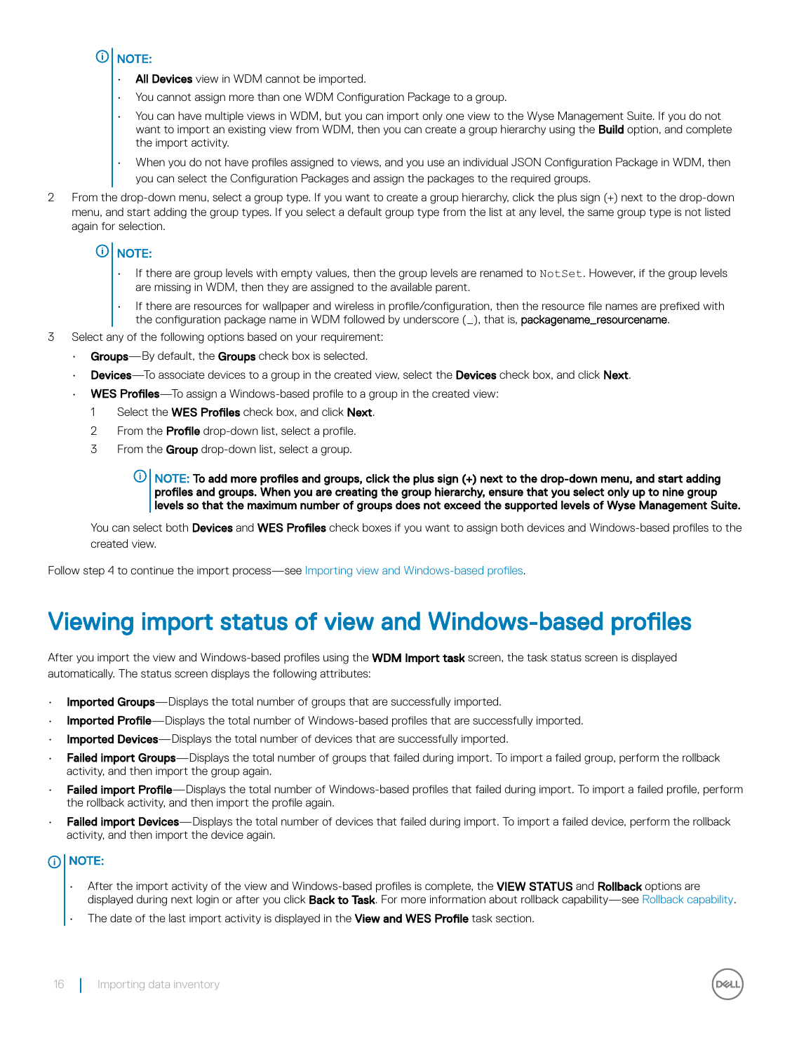**NOTE:**

- **All Devices** view in WDM cannot be imported.
- You cannot assign more than one WDM Configuration Package to a group.
- You can have multiple views in WDM, but you can import only one view to the Wyse Management Suite. If you do not want to import an existing view from WDM, then you can create a group hierarchy using the **Build** option, and complete the import activity.
- When you do not have profiles assigned to views, and you use an individual JSON Configuration Package in WDM, then you can select the Configuration Packages and assign the packages to the required groups.

2. From the drop-down menu, select a group type. If you want to create a group hierarchy, click the plus sign (+) next to the drop-down menu, and start adding the group types. If you select a default group type from the list at any level, the same group type is not listed again for selection.

   **NOTE:**

   - If there are group levels with empty values, then the group levels are renamed to `NotSet`. However, if the group levels are missing in WDM, then they are assigned to the available parent.
   - If there are resources for wallpaper and wireless in profile/configuration, then the resource file names are prefixed with the configuration package name in WDM followed by underscore (_), that is, **packagename_resourcename**.

3. Select any of the following options based on your requirement:
   - **Groups**—By default, the **Groups** check box is selected.
   - **Devices**—To associate devices to a group in the created view, select the **Devices** check box, and click **Next**.
   - **WES Profiles**—To assign a Windows-based profile to a group in the created view:
     1. Select the **WES Profiles** check box, and click **Next**.
     2. From the **Profile** drop-down list, select a profile.
     3. From the **Group** drop-down list, select a group.

        **NOTE: To add more profiles and groups, click the plus sign (+) next to the drop-down menu, and start adding profiles and groups. When you are creating the group hierarchy, ensure that you select only up to nine group levels so that the maximum number of groups does not exceed the supported levels of Wyse Management Suite.**

   You can select both **Devices** and **WES Profiles** check boxes if you want to assign both devices and Windows-based profiles to the created view.

Follow step 4 to continue the import process—see Importing view and Windows-based profiles.

# Viewing import status of view and Windows-based profiles

After you import the view and Windows-based profiles using the **WDM Import task** screen, the task status screen is displayed automatically. The status screen displays the following attributes:

- **Imported Groups**—Displays the total number of groups that are successfully imported.
- **Imported Profile**—Displays the total number of Windows-based profiles that are successfully imported.
- **Imported Devices**—Displays the total number of devices that are successfully imported.
- **Failed import Groups**—Displays the total number of groups that failed during import. To import a failed group, perform the rollback activity, and then import the group again.
- **Failed import Profile**—Displays the total number of Windows-based profiles that failed during import. To import a failed profile, perform the rollback activity, and then import the profile again.
- **Failed import Devices**—Displays the total number of devices that failed during import. To import a failed device, perform the rollback activity, and then import the device again.

**NOTE:**

- After the import activity of the view and Windows-based profiles is complete, the **VIEW STATUS** and **Rollback** options are displayed during next login or after you click **Back to Task**. For more information about rollback capability—see Rollback capability.
- The date of the last import activity is displayed in the **View and WES Profile** task section.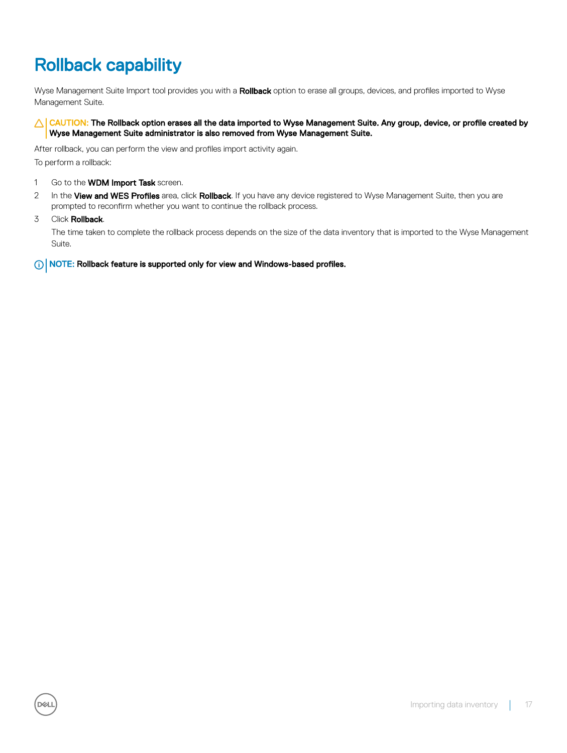# Rollback capability

Wyse Management Suite Import tool provides you with a **Rollback** option to erase all groups, devices, and profiles imported to Wyse Management Suite.

> CAUTION: **The Rollback option erases all the data imported to Wyse Management Suite. Any group, device, or profile created by Wyse Management Suite administrator is also removed from Wyse Management Suite.**

After rollback, you can perform the view and profiles import activity again.

To perform a rollback:

1. Go to the **WDM Import Task** screen.
2. In the **View and WES Profiles** area, click **Rollback**. If you have any device registered to Wyse Management Suite, then you are prompted to reconfirm whether you want to continue the rollback process.
3. Click **Rollback**.

   The time taken to complete the rollback process depends on the size of the data inventory that is imported to the Wyse Management Suite.

> NOTE: **Rollback feature is supported only for view and Windows-based profiles.**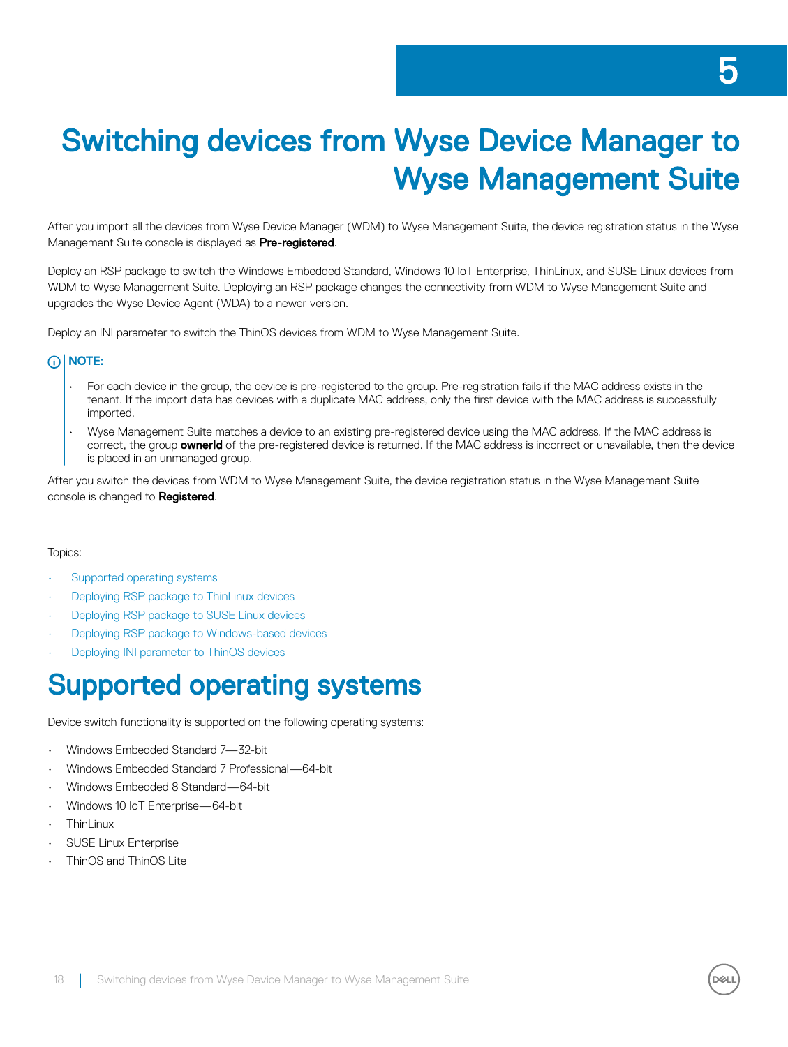# 5 Switching devices from Wyse Device Manager to Wyse Management Suite

After you import all the devices from Wyse Device Manager (WDM) to Wyse Management Suite, the device registration status in the Wyse Management Suite console is displayed as **Pre-registered**.

Deploy an RSP package to switch the Windows Embedded Standard, Windows 10 IoT Enterprise, ThinLinux, and SUSE Linux devices from WDM to Wyse Management Suite. Deploying an RSP package changes the connectivity from WDM to Wyse Management Suite and upgrades the Wyse Device Agent (WDA) to a newer version.

Deploy an INI parameter to switch the ThinOS devices from WDM to Wyse Management Suite.

**NOTE:**

- For each device in the group, the device is pre-registered to the group. Pre-registration fails if the MAC address exists in the tenant. If the import data has devices with a duplicate MAC address, only the first device with the MAC address is successfully imported.
- Wyse Management Suite matches a device to an existing pre-registered device using the MAC address. If the MAC address is correct, the group **ownerId** of the pre-registered device is returned. If the MAC address is incorrect or unavailable, then the device is placed in an unmanaged group.

After you switch the devices from WDM to Wyse Management Suite, the device registration status in the Wyse Management Suite console is changed to **Registered**.

Topics:

- Supported operating systems
- Deploying RSP package to ThinLinux devices
- Deploying RSP package to SUSE Linux devices
- Deploying RSP package to Windows-based devices
- Deploying INI parameter to ThinOS devices

## Supported operating systems

Device switch functionality is supported on the following operating systems:

- Windows Embedded Standard 7—32-bit
- Windows Embedded Standard 7 Professional—64-bit
- Windows Embedded 8 Standard—64-bit
- Windows 10 IoT Enterprise—64-bit
- ThinLinux
- SUSE Linux Enterprise
- ThinOS and ThinOS Lite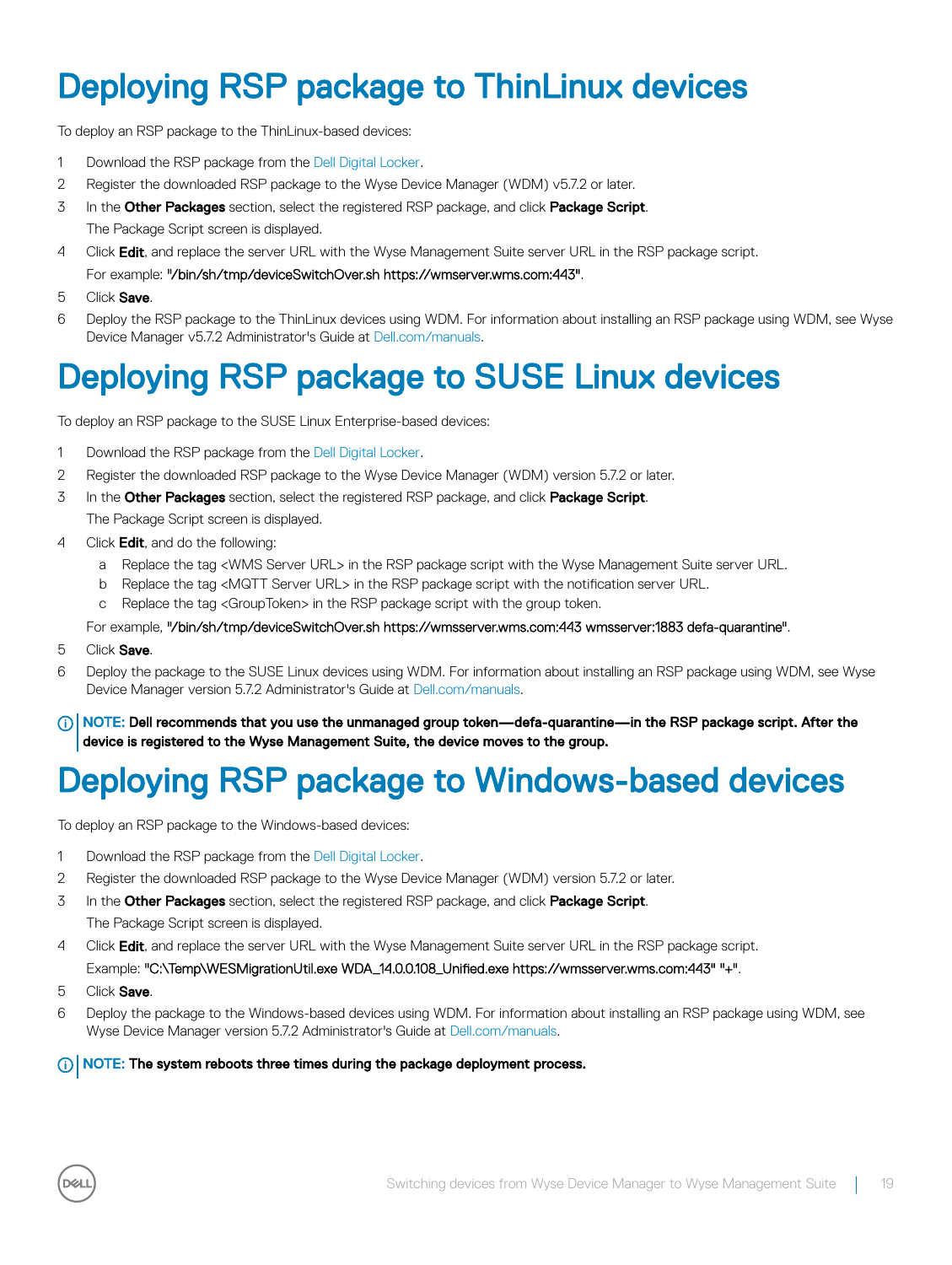# Deploying RSP package to ThinLinux devices

To deploy an RSP package to the ThinLinux-based devices:

1. Download the RSP package from the Dell Digital Locker.
2. Register the downloaded RSP package to the Wyse Device Manager (WDM) v5.7.2 or later.
3. In the **Other Packages** section, select the registered RSP package, and click **Package Script**.

   The Package Script screen is displayed.
4. Click **Edit**, and replace the server URL with the Wyse Management Suite server URL in the RSP package script.

   For example: "/bin/sh/tmp/deviceSwitchOver.sh https://wmserver.wms.com:443".
5. Click **Save**.
6. Deploy the RSP package to the ThinLinux devices using WDM. For information about installing an RSP package using WDM, see Wyse Device Manager v5.7.2 Administrator's Guide at Dell.com/manuals.

# Deploying RSP package to SUSE Linux devices

To deploy an RSP package to the SUSE Linux Enterprise-based devices:

1. Download the RSP package from the Dell Digital Locker.
2. Register the downloaded RSP package to the Wyse Device Manager (WDM) version 5.7.2 or later.
3. In the **Other Packages** section, select the registered RSP package, and click **Package Script**.

   The Package Script screen is displayed.
4. Click **Edit**, and do the following:
   a. Replace the tag <WMS Server URL> in the RSP package script with the Wyse Management Suite server URL.
   b. Replace the tag <MQTT Server URL> in the RSP package script with the notification server URL.
   c. Replace the tag <GroupToken> in the RSP package script with the group token.

   For example, "/bin/sh/tmp/deviceSwitchOver.sh https://wmsserver.wms.com:443 wmsserver:1883 defa-quarantine".
5. Click **Save**.
6. Deploy the package to the SUSE Linux devices using WDM. For information about installing an RSP package using WDM, see Wyse Device Manager version 5.7.2 Administrator's Guide at Dell.com/manuals.

**NOTE: Dell recommends that you use the unmanaged group token—defa-quarantine—in the RSP package script. After the device is registered to the Wyse Management Suite, the device moves to the group.**

# Deploying RSP package to Windows-based devices

To deploy an RSP package to the Windows-based devices:

1. Download the RSP package from the Dell Digital Locker.
2. Register the downloaded RSP package to the Wyse Device Manager (WDM) version 5.7.2 or later.
3. In the **Other Packages** section, select the registered RSP package, and click **Package Script**.

   The Package Script screen is displayed.
4. Click **Edit**, and replace the server URL with the Wyse Management Suite server URL in the RSP package script.

   Example: "C:\Temp\WESMigrationUtil.exe WDA_14.0.0.108_Unified.exe https://wmsserver.wms.com:443" "+".
5. Click **Save**.
6. Deploy the package to the Windows-based devices using WDM. For information about installing an RSP package using WDM, see Wyse Device Manager version 5.7.2 Administrator's Guide at Dell.com/manuals.

**NOTE: The system reboots three times during the package deployment process.**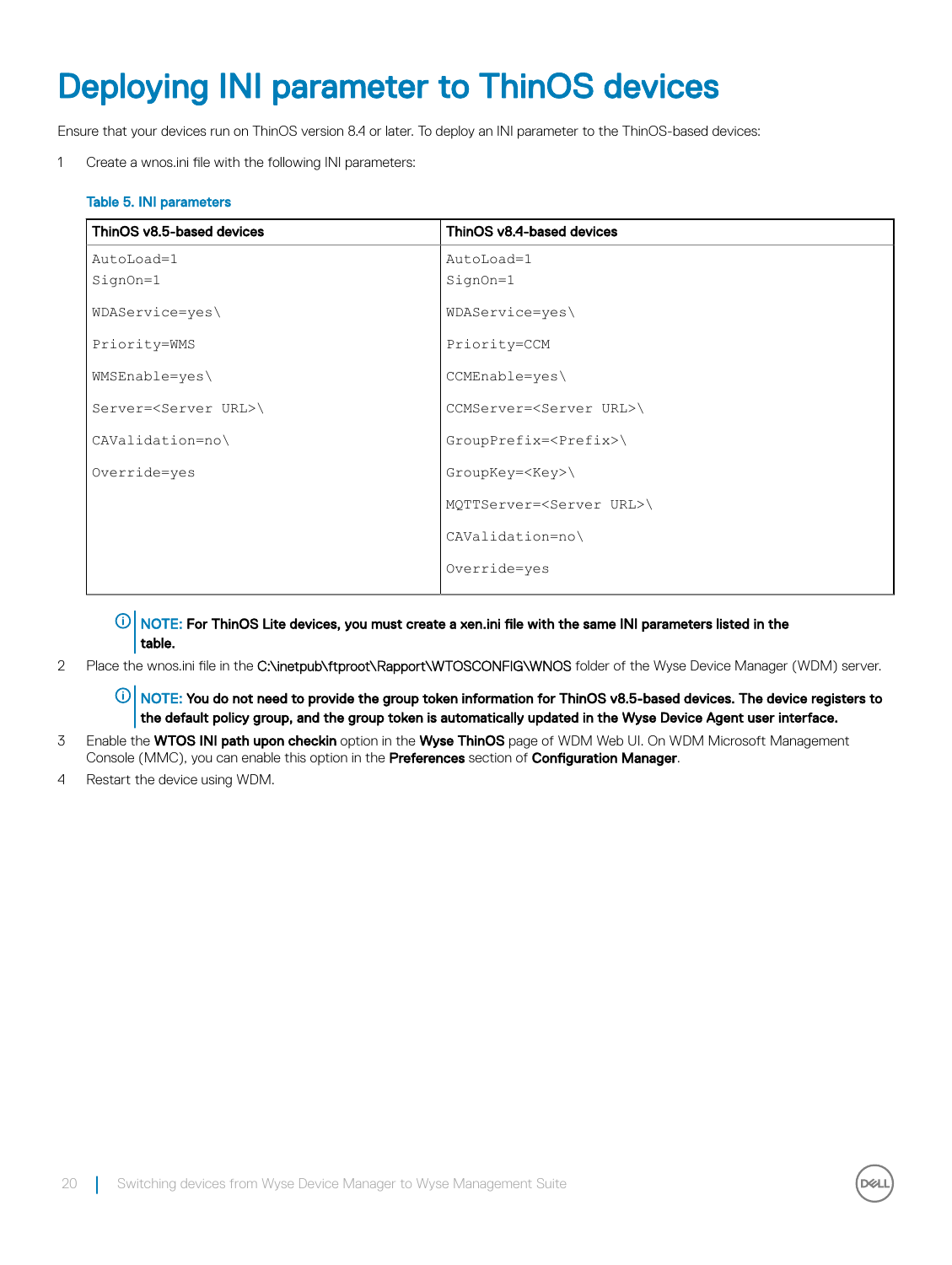# Deploying INI parameter to ThinOS devices

Ensure that your devices run on ThinOS version 8.4 or later. To deploy an INI parameter to the ThinOS-based devices:

1. Create a wnos.ini file with the following INI parameters:

   **Table 5. INI parameters**

   | ThinOS v8.5-based devices | ThinOS v8.4-based devices |
   | --- | --- |
   | `AutoLoad=1`<br>`SignOn=1`<br>`WDAService=yes\`<br>`Priority=WMS`<br>`WMSEnable=yes\`<br>`Server=<Server URL>\`<br>`CAValidation=no\`<br>`Override=yes` | `AutoLoad=1`<br>`SignOn=1`<br>`WDAService=yes\`<br>`Priority=CCM`<br>`CCMEnable=yes\`<br>`CCMServer=<Server URL>\`<br>`GroupPrefix=<Prefix>\`<br>`GroupKey=<Key>\`<br>`MQTTServer=<Server URL>\`<br>`CAValidation=no\`<br>`Override=yes` |

   **NOTE: For ThinOS Lite devices, you must create a xen.ini file with the same INI parameters listed in the table.**

2. Place the wnos.ini file in the C:\inetpub\ftproot\Rapport\WTOSCONFIG\WNOS folder of the Wyse Device Manager (WDM) server.

   **NOTE: You do not need to provide the group token information for ThinOS v8.5-based devices. The device registers to the default policy group, and the group token is automatically updated in the Wyse Device Agent user interface.**

3. Enable the **WTOS INI path upon checkin** option in the **Wyse ThinOS** page of WDM Web UI. On WDM Microsoft Management Console (MMC), you can enable this option in the **Preferences** section of **Configuration Manager**.
4. Restart the device using WDM.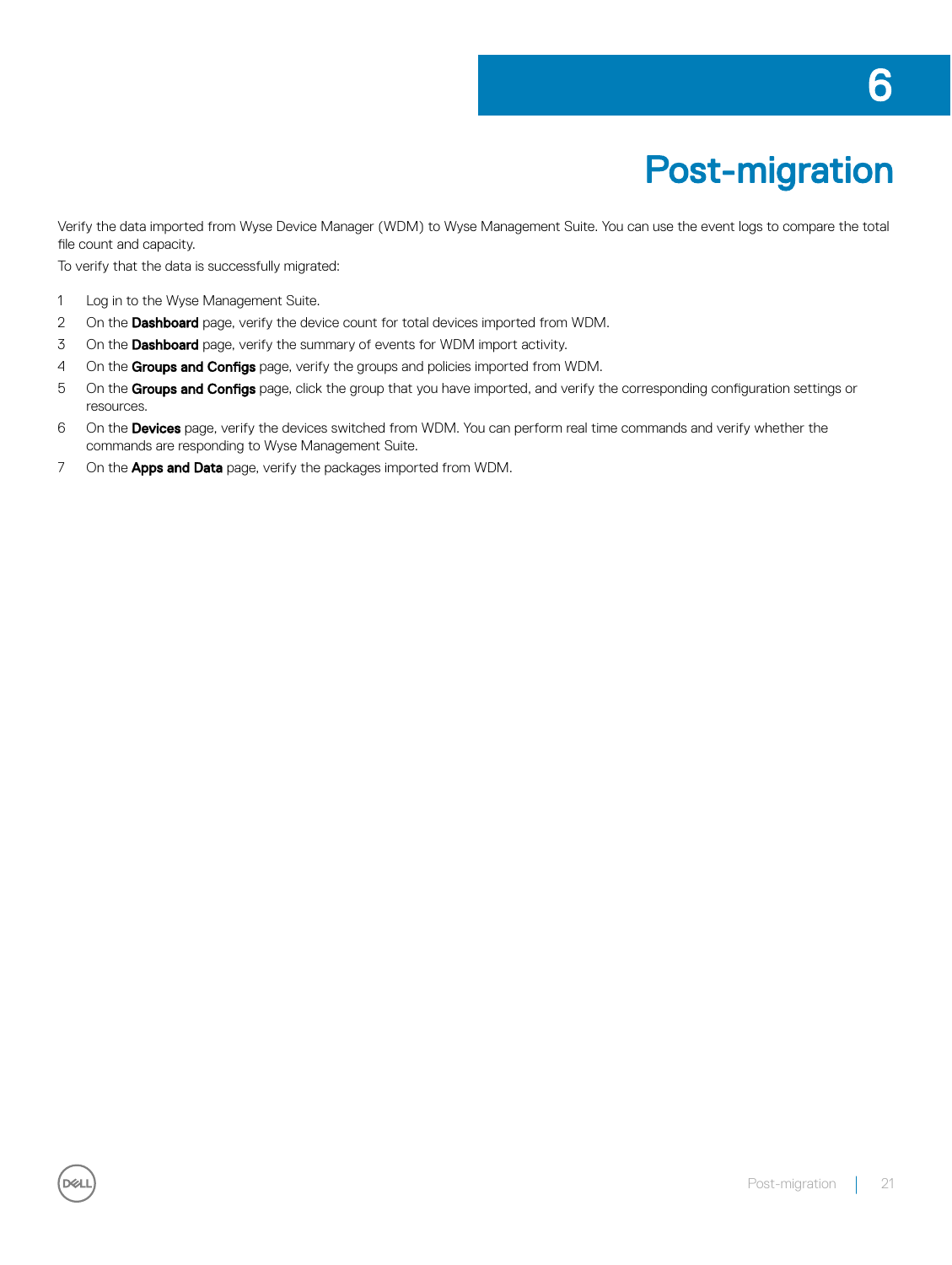# 6 Post-migration

Verify the data imported from Wyse Device Manager (WDM) to Wyse Management Suite. You can use the event logs to compare the total file count and capacity.

To verify that the data is successfully migrated:

1. Log in to the Wyse Management Suite.
2. On the **Dashboard** page, verify the device count for total devices imported from WDM.
3. On the **Dashboard** page, verify the summary of events for WDM import activity.
4. On the **Groups and Configs** page, verify the groups and policies imported from WDM.
5. On the **Groups and Configs** page, click the group that you have imported, and verify the corresponding configuration settings or resources.
6. On the **Devices** page, verify the devices switched from WDM. You can perform real time commands and verify whether the commands are responding to Wyse Management Suite.
7. On the **Apps and Data** page, verify the packages imported from WDM.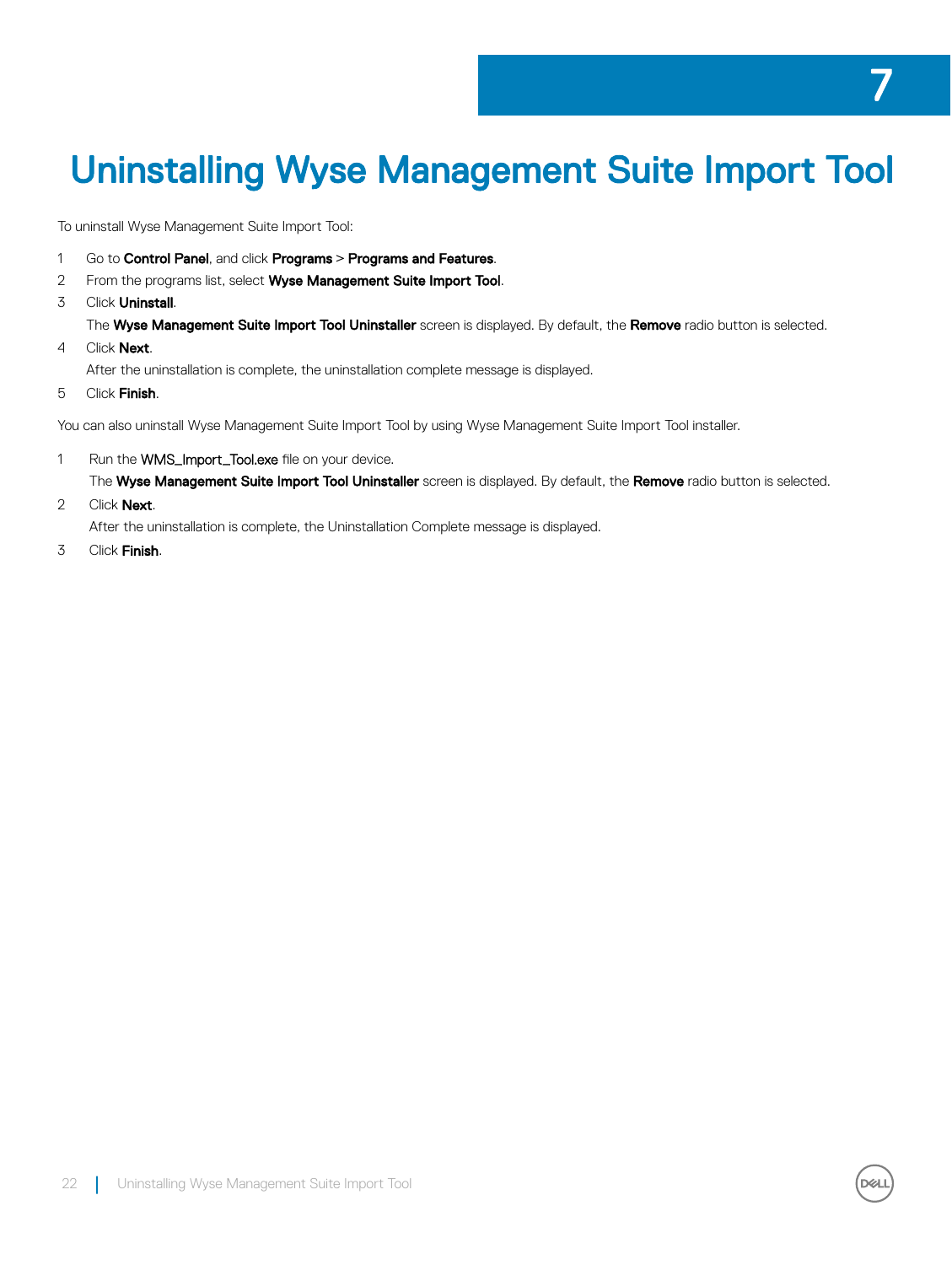# 7 Uninstalling Wyse Management Suite Import Tool

To uninstall Wyse Management Suite Import Tool:

1. Go to **Control Panel**, and click **Programs** > **Programs and Features**.
2. From the programs list, select **Wyse Management Suite Import Tool**.
3. Click **Uninstall**.

   The **Wyse Management Suite Import Tool Uninstaller** screen is displayed. By default, the **Remove** radio button is selected.
4. Click **Next**.

   After the uninstallation is complete, the uninstallation complete message is displayed.
5. Click **Finish**.

You can also uninstall Wyse Management Suite Import Tool by using Wyse Management Suite Import Tool installer.

1. Run the WMS_Import_Tool.exe file on your device.

   The **Wyse Management Suite Import Tool Uninstaller** screen is displayed. By default, the **Remove** radio button is selected.
2. Click **Next**.

   After the uninstallation is complete, the Uninstallation Complete message is displayed.
3. Click **Finish**.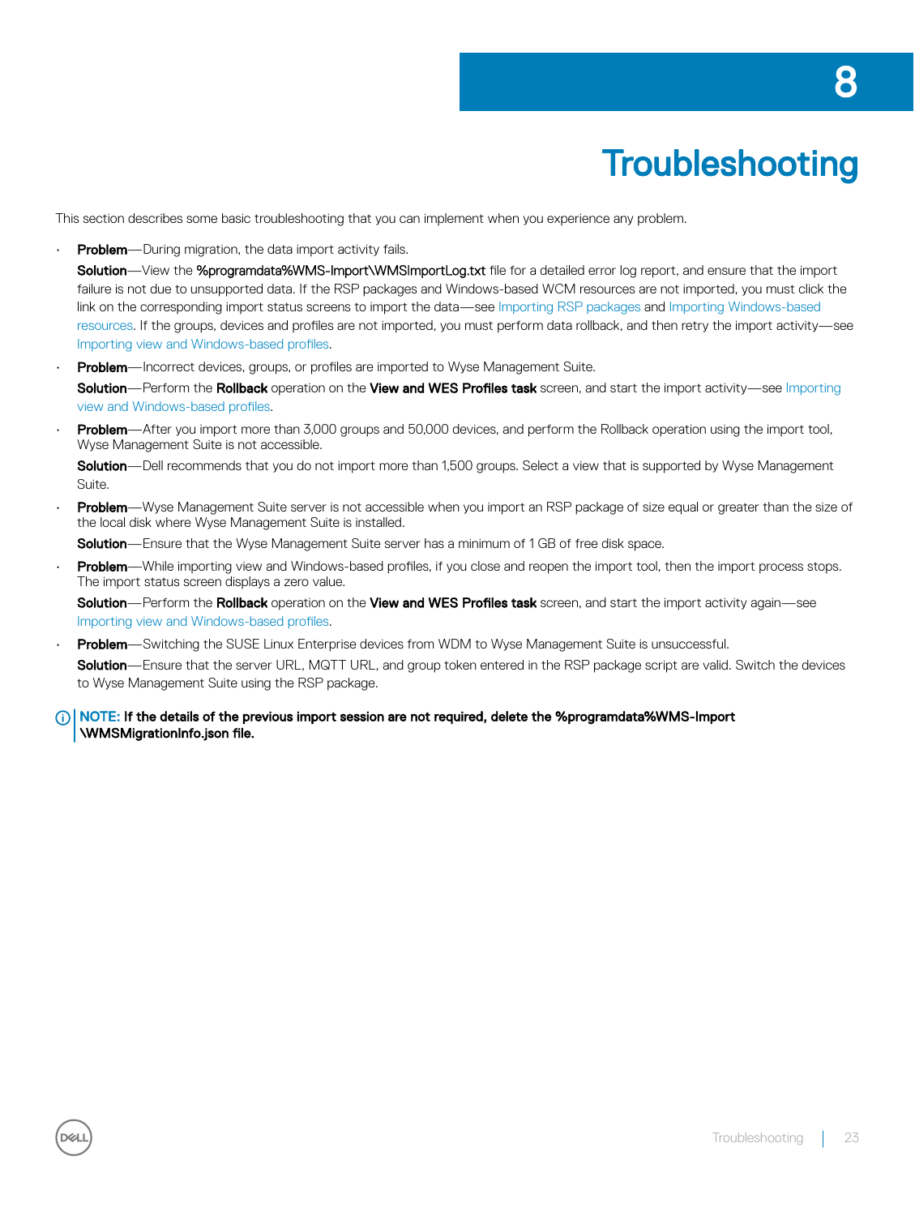# 8 Troubleshooting

This section describes some basic troubleshooting that you can implement when you experience any problem.

- **Problem**—During migration, the data import activity fails.

  **Solution**—View the **%programdata%WMS-Import\WMSImportLog.txt** file for a detailed error log report, and ensure that the import failure is not due to unsupported data. If the RSP packages and Windows-based WCM resources are not imported, you must click the link on the corresponding import status screens to import the data—see Importing RSP packages and Importing Windows-based resources. If the groups, devices and profiles are not imported, you must perform data rollback, and then retry the import activity—see Importing view and Windows-based profiles.

- **Problem**—Incorrect devices, groups, or profiles are imported to Wyse Management Suite.

  **Solution**—Perform the **Rollback** operation on the **View and WES Profiles task** screen, and start the import activity—see Importing view and Windows-based profiles.

- **Problem**—After you import more than 3,000 groups and 50,000 devices, and perform the Rollback operation using the import tool, Wyse Management Suite is not accessible.

  **Solution**—Dell recommends that you do not import more than 1,500 groups. Select a view that is supported by Wyse Management Suite.

- **Problem**—Wyse Management Suite server is not accessible when you import an RSP package of size equal or greater than the size of the local disk where Wyse Management Suite is installed.

  **Solution**—Ensure that the Wyse Management Suite server has a minimum of 1 GB of free disk space.

- **Problem**—While importing view and Windows-based profiles, if you close and reopen the import tool, then the import process stops. The import status screen displays a zero value.

  **Solution**—Perform the **Rollback** operation on the **View and WES Profiles task** screen, and start the import activity again—see Importing view and Windows-based profiles.

- **Problem**—Switching the SUSE Linux Enterprise devices from WDM to Wyse Management Suite is unsuccessful.

  **Solution**—Ensure that the server URL, MQTT URL, and group token entered in the RSP package script are valid. Switch the devices to Wyse Management Suite using the RSP package.

**NOTE: If the details of the previous import session are not required, delete the %programdata%WMS-Import \WMSMigrationInfo.json file.**